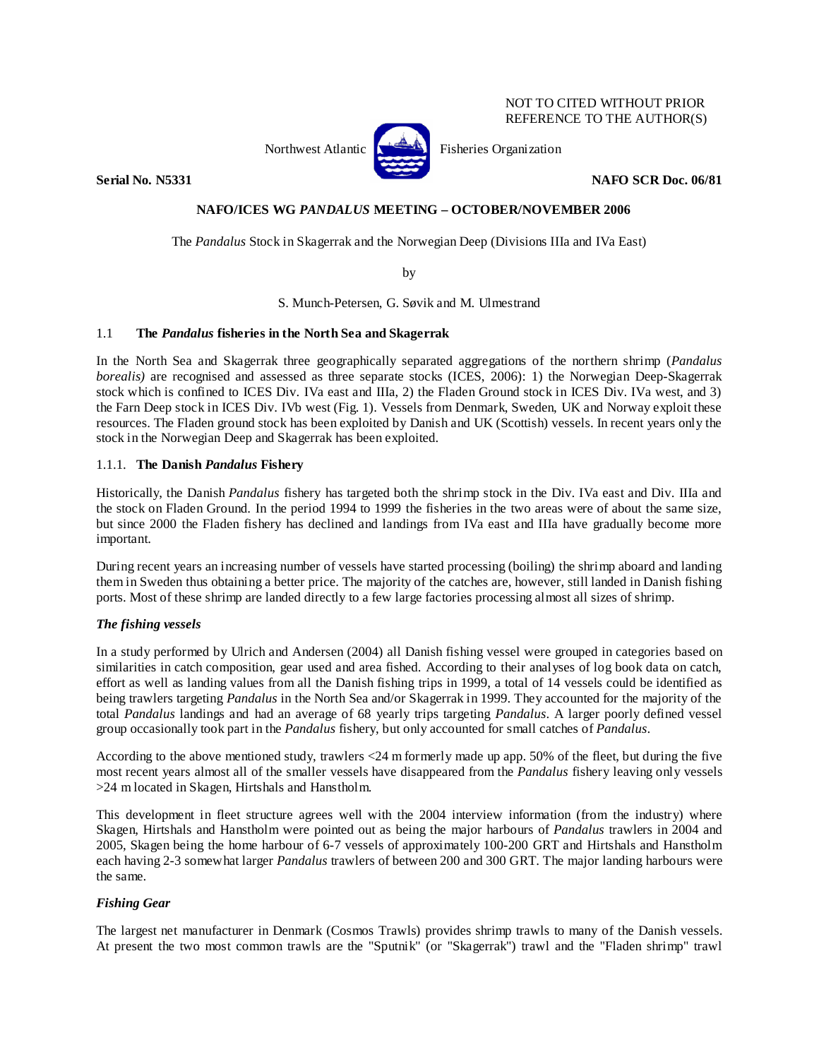NOT TO CITED WITHOUT PRIOR
REFERENCE TO THE AUTHOR(S)

Northwest Atlantic Fisheries Organization

**Serial No. N5331** **NAFO SCR Doc. 06/81**

**NAFO/ICES WG *PANDALUS* MEETING – OCTOBER/NOVEMBER 2006**

The *Pandalus* Stock in Skagerrak and the Norwegian Deep (Divisions IIIa and IVa East)

by

S. Munch-Petersen, G. Søvik and M. Ulmestrand

## 1.1 The *Pandalus* fisheries in the North Sea and Skagerrak

In the North Sea and Skagerrak three geographically separated aggregations of the northern shrimp (*Pandalus borealis)* are recognised and assessed as three separate stocks (ICES, 2006): 1) the Norwegian Deep-Skagerrak stock which is confined to ICES Div. IVa east and IIIa, 2) the Fladen Ground stock in ICES Div. IVa west, and 3) the Farn Deep stock in ICES Div. IVb west (Fig. 1). Vessels from Denmark, Sweden, UK and Norway exploit these resources. The Fladen ground stock has been exploited by Danish and UK (Scottish) vessels. In recent years only the stock in the Norwegian Deep and Skagerrak has been exploited.

### 1.1.1. The Danish *Pandalus* Fishery

Historically, the Danish *Pandalus* fishery has targeted both the shrimp stock in the Div. IVa east and Div. IIIa and the stock on Fladen Ground. In the period 1994 to 1999 the fisheries in the two areas were of about the same size, but since 2000 the Fladen fishery has declined and landings from IVa east and IIIa have gradually become more important.

During recent years an increasing number of vessels have started processing (boiling) the shrimp aboard and landing them in Sweden thus obtaining a better price. The majority of the catches are, however, still landed in Danish fishing ports. Most of these shrimp are landed directly to a few large factories processing almost all sizes of shrimp.

#### *The fishing vessels*

In a study performed by Ulrich and Andersen (2004) all Danish fishing vessel were grouped in categories based on similarities in catch composition, gear used and area fished. According to their analyses of log book data on catch, effort as well as landing values from all the Danish fishing trips in 1999, a total of 14 vessels could be identified as being trawlers targeting *Pandalus* in the North Sea and/or Skagerrak in 1999. They accounted for the majority of the total *Pandalus* landings and had an average of 68 yearly trips targeting *Pandalus*. A larger poorly defined vessel group occasionally took part in the *Pandalus* fishery, but only accounted for small catches of *Pandalus*.

According to the above mentioned study, trawlers <24 m formerly made up app. 50% of the fleet, but during the five most recent years almost all of the smaller vessels have disappeared from the *Pandalus* fishery leaving only vessels >24 m located in Skagen, Hirtshals and Hanstholm.

This development in fleet structure agrees well with the 2004 interview information (from the industry) where Skagen, Hirtshals and Hanstholm were pointed out as being the major harbours of *Pandalus* trawlers in 2004 and 2005, Skagen being the home harbour of 6-7 vessels of approximately 100-200 GRT and Hirtshals and Hanstholm each having 2-3 somewhat larger *Pandalus* trawlers of between 200 and 300 GRT. The major landing harbours were the same.

#### *Fishing Gear*

The largest net manufacturer in Denmark (Cosmos Trawls) provides shrimp trawls to many of the Danish vessels. At present the two most common trawls are the "Sputnik" (or "Skagerrak") trawl and the "Fladen shrimp" trawl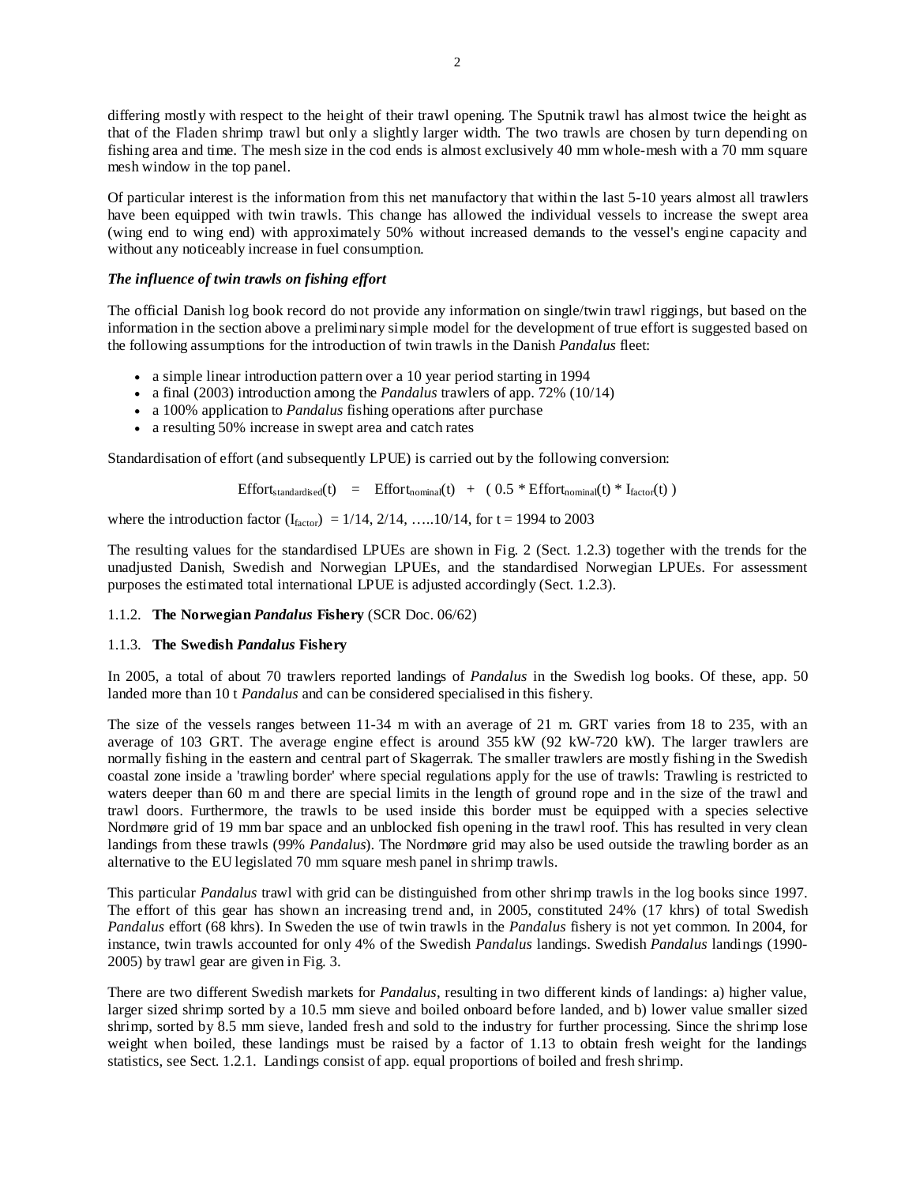differing mostly with respect to the height of their trawl opening. The Sputnik trawl has almost twice the height as that of the Fladen shrimp trawl but only a slightly larger width. The two trawls are chosen by turn depending on fishing area and time. The mesh size in the cod ends is almost exclusively 40 mm whole-mesh with a 70 mm square mesh window in the top panel.

Of particular interest is the information from this net manufactory that within the last 5-10 years almost all trawlers have been equipped with twin trawls. This change has allowed the individual vessels to increase the swept area (wing end to wing end) with approximately 50% without increased demands to the vessel's engine capacity and without any noticeably increase in fuel consumption.

***The influence of twin trawls on fishing effort***

The official Danish log book record do not provide any information on single/twin trawl riggings, but based on the information in the section above a preliminary simple model for the development of true effort is suggested based on the following assumptions for the introduction of twin trawls in the Danish *Pandalus* fleet:

- a simple linear introduction pattern over a 10 year period starting in 1994
- a final (2003) introduction among the *Pandalus* trawlers of app. 72% (10/14)
- a 100% application to *Pandalus* fishing operations after purchase
- a resulting 50% increase in swept area and catch rates

Standardisation of effort (and subsequently LPUE) is carried out by the following conversion:

$$\text{Effort}_{\text{standardised}}(t) \;=\; \text{Effort}_{\text{nominal}}(t) \;+\; (\,0.5 * \text{Effort}_{\text{nominal}}(t) * I_{\text{factor}}(t)\,)$$

where the introduction factor ($I_{\text{factor}}$) = 1/14, 2/14, …..10/14, for t = 1994 to 2003

The resulting values for the standardised LPUEs are shown in Fig. 2 (Sect. 1.2.3) together with the trends for the unadjusted Danish, Swedish and Norwegian LPUEs, and the standardised Norwegian LPUEs. For assessment purposes the estimated total international LPUE is adjusted accordingly (Sect. 1.2.3).

### 1.1.2. **The Norwegian *Pandalus* Fishery** (SCR Doc. 06/62)

### 1.1.3. **The Swedish *Pandalus* Fishery**

In 2005, a total of about 70 trawlers reported landings of *Pandalus* in the Swedish log books. Of these, app. 50 landed more than 10 t *Pandalus* and can be considered specialised in this fishery.

The size of the vessels ranges between 11-34 m with an average of 21 m. GRT varies from 18 to 235, with an average of 103 GRT. The average engine effect is around 355 kW (92 kW-720 kW). The larger trawlers are normally fishing in the eastern and central part of Skagerrak. The smaller trawlers are mostly fishing in the Swedish coastal zone inside a 'trawling border' where special regulations apply for the use of trawls: Trawling is restricted to waters deeper than 60 m and there are special limits in the length of ground rope and in the size of the trawl and trawl doors. Furthermore, the trawls to be used inside this border must be equipped with a species selective Nordmøre grid of 19 mm bar space and an unblocked fish opening in the trawl roof. This has resulted in very clean landings from these trawls (99% *Pandalus*). The Nordmøre grid may also be used outside the trawling border as an alternative to the EU legislated 70 mm square mesh panel in shrimp trawls.

This particular *Pandalus* trawl with grid can be distinguished from other shrimp trawls in the log books since 1997. The effort of this gear has shown an increasing trend and, in 2005, constituted 24% (17 khrs) of total Swedish *Pandalus* effort (68 khrs). In Sweden the use of twin trawls in the *Pandalus* fishery is not yet common. In 2004, for instance, twin trawls accounted for only 4% of the Swedish *Pandalus* landings. Swedish *Pandalus* landings (1990-2005) by trawl gear are given in Fig. 3.

There are two different Swedish markets for *Pandalus*, resulting in two different kinds of landings: a) higher value, larger sized shrimp sorted by a 10.5 mm sieve and boiled onboard before landed, and b) lower value smaller sized shrimp, sorted by 8.5 mm sieve, landed fresh and sold to the industry for further processing. Since the shrimp lose weight when boiled, these landings must be raised by a factor of 1.13 to obtain fresh weight for the landings statistics, see Sect. 1.2.1. Landings consist of app. equal proportions of boiled and fresh shrimp.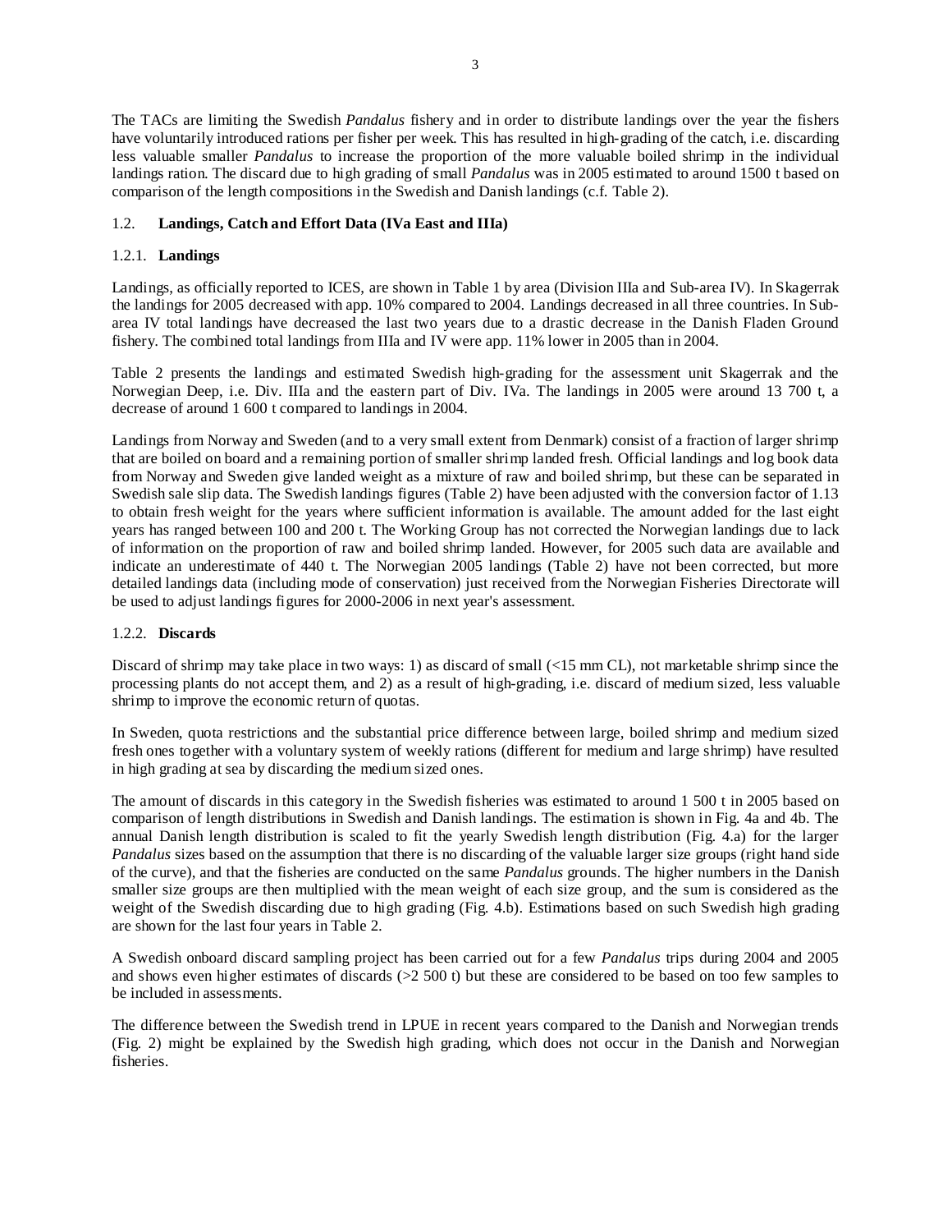The TACs are limiting the Swedish *Pandalus* fishery and in order to distribute landings over the year the fishers have voluntarily introduced rations per fisher per week. This has resulted in high-grading of the catch, i.e. discarding less valuable smaller *Pandalus* to increase the proportion of the more valuable boiled shrimp in the individual landings ration. The discard due to high grading of small *Pandalus* was in 2005 estimated to around 1500 t based on comparison of the length compositions in the Swedish and Danish landings (c.f. Table 2).

## 1.2. **Landings, Catch and Effort Data (IVa East and IIIa)**

### 1.2.1. **Landings**

Landings, as officially reported to ICES, are shown in Table 1 by area (Division IIIa and Sub-area IV). In Skagerrak the landings for 2005 decreased with app. 10% compared to 2004. Landings decreased in all three countries. In Sub-area IV total landings have decreased the last two years due to a drastic decrease in the Danish Fladen Ground fishery. The combined total landings from IIIa and IV were app. 11% lower in 2005 than in 2004.

Table 2 presents the landings and estimated Swedish high-grading for the assessment unit Skagerrak and the Norwegian Deep, i.e. Div. IIIa and the eastern part of Div. IVa. The landings in 2005 were around 13 700 t, a decrease of around 1 600 t compared to landings in 2004.

Landings from Norway and Sweden (and to a very small extent from Denmark) consist of a fraction of larger shrimp that are boiled on board and a remaining portion of smaller shrimp landed fresh. Official landings and log book data from Norway and Sweden give landed weight as a mixture of raw and boiled shrimp, but these can be separated in Swedish sale slip data. The Swedish landings figures (Table 2) have been adjusted with the conversion factor of 1.13 to obtain fresh weight for the years where sufficient information is available. The amount added for the last eight years has ranged between 100 and 200 t. The Working Group has not corrected the Norwegian landings due to lack of information on the proportion of raw and boiled shrimp landed. However, for 2005 such data are available and indicate an underestimate of 440 t. The Norwegian 2005 landings (Table 2) have not been corrected, but more detailed landings data (including mode of conservation) just received from the Norwegian Fisheries Directorate will be used to adjust landings figures for 2000-2006 in next year's assessment.

### 1.2.2. **Discards**

Discard of shrimp may take place in two ways: 1) as discard of small (<15 mm CL), not marketable shrimp since the processing plants do not accept them, and 2) as a result of high-grading, i.e. discard of medium sized, less valuable shrimp to improve the economic return of quotas.

In Sweden, quota restrictions and the substantial price difference between large, boiled shrimp and medium sized fresh ones together with a voluntary system of weekly rations (different for medium and large shrimp) have resulted in high grading at sea by discarding the medium sized ones.

The amount of discards in this category in the Swedish fisheries was estimated to around 1 500 t in 2005 based on comparison of length distributions in Swedish and Danish landings. The estimation is shown in Fig. 4a and 4b. The annual Danish length distribution is scaled to fit the yearly Swedish length distribution (Fig. 4.a) for the larger *Pandalus* sizes based on the assumption that there is no discarding of the valuable larger size groups (right hand side of the curve), and that the fisheries are conducted on the same *Pandalus* grounds. The higher numbers in the Danish smaller size groups are then multiplied with the mean weight of each size group, and the sum is considered as the weight of the Swedish discarding due to high grading (Fig. 4.b). Estimations based on such Swedish high grading are shown for the last four years in Table 2.

A Swedish onboard discard sampling project has been carried out for a few *Pandalus* trips during 2004 and 2005 and shows even higher estimates of discards (>2 500 t) but these are considered to be based on too few samples to be included in assessments.

The difference between the Swedish trend in LPUE in recent years compared to the Danish and Norwegian trends (Fig. 2) might be explained by the Swedish high grading, which does not occur in the Danish and Norwegian fisheries.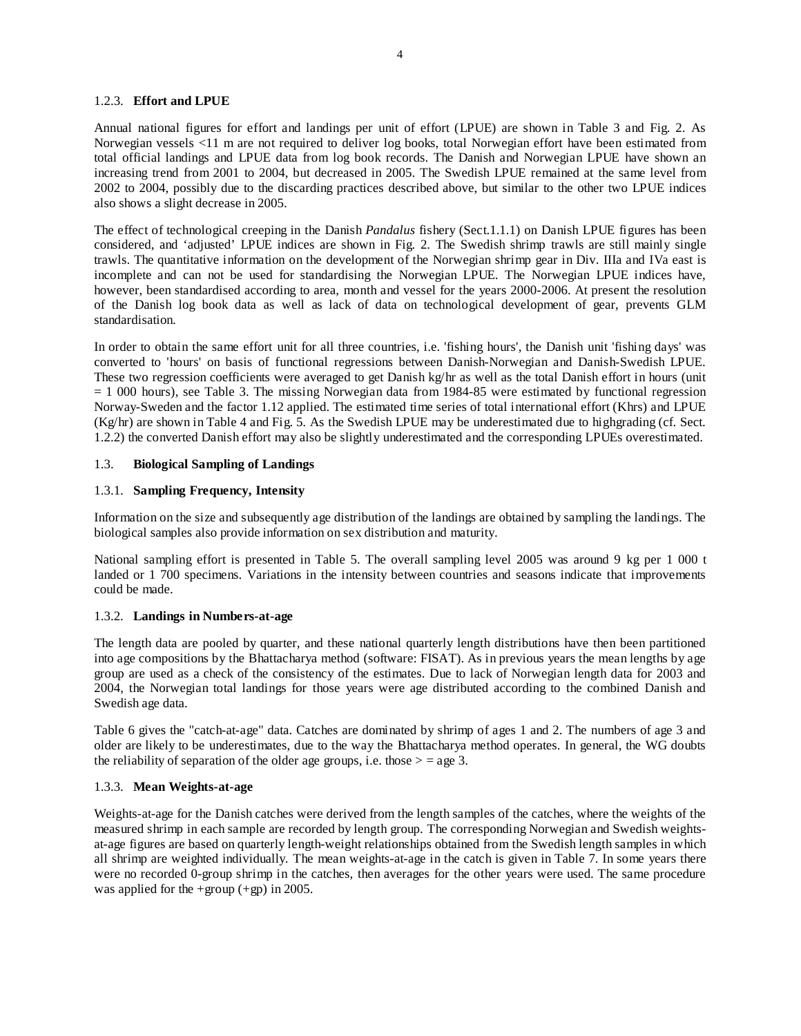### 1.2.3. **Effort and LPUE**

Annual national figures for effort and landings per unit of effort (LPUE) are shown in Table 3 and Fig. 2. As Norwegian vessels <11 m are not required to deliver log books, total Norwegian effort have been estimated from total official landings and LPUE data from log book records. The Danish and Norwegian LPUE have shown an increasing trend from 2001 to 2004, but decreased in 2005. The Swedish LPUE remained at the same level from 2002 to 2004, possibly due to the discarding practices described above, but similar to the other two LPUE indices also shows a slight decrease in 2005.

The effect of technological creeping in the Danish *Pandalus* fishery (Sect.1.1.1) on Danish LPUE figures has been considered, and 'adjusted' LPUE indices are shown in Fig. 2. The Swedish shrimp trawls are still mainly single trawls. The quantitative information on the development of the Norwegian shrimp gear in Div. IIIa and IVa east is incomplete and can not be used for standardising the Norwegian LPUE. The Norwegian LPUE indices have, however, been standardised according to area, month and vessel for the years 2000-2006. At present the resolution of the Danish log book data as well as lack of data on technological development of gear, prevents GLM standardisation.

In order to obtain the same effort unit for all three countries, i.e. 'fishing hours', the Danish unit 'fishing days' was converted to 'hours' on basis of functional regressions between Danish-Norwegian and Danish-Swedish LPUE. These two regression coefficients were averaged to get Danish kg/hr as well as the total Danish effort in hours (unit = 1 000 hours), see Table 3. The missing Norwegian data from 1984-85 were estimated by functional regression Norway-Sweden and the factor 1.12 applied. The estimated time series of total international effort (Khrs) and LPUE (Kg/hr) are shown in Table 4 and Fig. 5. As the Swedish LPUE may be underestimated due to highgrading (cf. Sect. 1.2.2) the converted Danish effort may also be slightly underestimated and the corresponding LPUEs overestimated.

## 1.3. **Biological Sampling of Landings**

### 1.3.1. **Sampling Frequency, Intensity**

Information on the size and subsequently age distribution of the landings are obtained by sampling the landings. The biological samples also provide information on sex distribution and maturity.

National sampling effort is presented in Table 5. The overall sampling level 2005 was around 9 kg per 1 000 t landed or 1 700 specimens. Variations in the intensity between countries and seasons indicate that improvements could be made.

### 1.3.2. **Landings in Numbers-at-age**

The length data are pooled by quarter, and these national quarterly length distributions have then been partitioned into age compositions by the Bhattacharya method (software: FISAT). As in previous years the mean lengths by age group are used as a check of the consistency of the estimates. Due to lack of Norwegian length data for 2003 and 2004, the Norwegian total landings for those years were age distributed according to the combined Danish and Swedish age data.

Table 6 gives the "catch-at-age" data. Catches are dominated by shrimp of ages 1 and 2. The numbers of age 3 and older are likely to be underestimates, due to the way the Bhattacharya method operates. In general, the WG doubts the reliability of separation of the older age groups, i.e. those > = age 3.

### 1.3.3. **Mean Weights-at-age**

Weights-at-age for the Danish catches were derived from the length samples of the catches, where the weights of the measured shrimp in each sample are recorded by length group. The corresponding Norwegian and Swedish weights-at-age figures are based on quarterly length-weight relationships obtained from the Swedish length samples in which all shrimp are weighted individually. The mean weights-at-age in the catch is given in Table 7. In some years there were no recorded 0-group shrimp in the catches, then averages for the other years were used. The same procedure was applied for the +group (+gp) in 2005.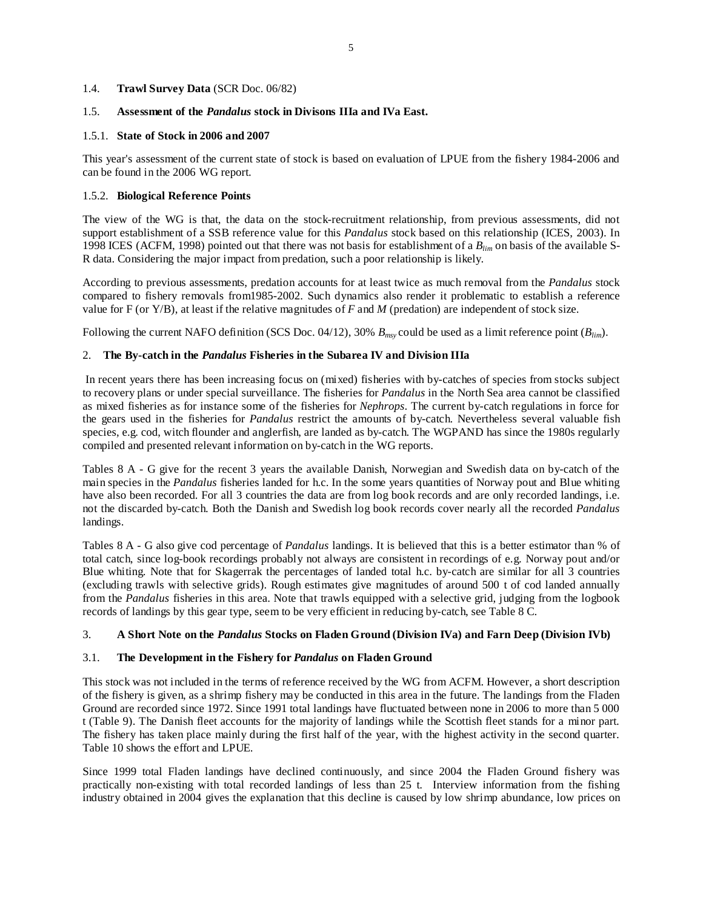### 1.4. **Trawl Survey Data** (SCR Doc. 06/82)

### 1.5. **Assessment of the *Pandalus* stock in Divisons IIIa and IVa East.**

#### 1.5.1. **State of Stock in 2006 and 2007**

This year's assessment of the current state of stock is based on evaluation of LPUE from the fishery 1984-2006 and can be found in the 2006 WG report.

#### 1.5.2. **Biological Reference Points**

The view of the WG is that, the data on the stock-recruitment relationship, from previous assessments, did not support establishment of a SSB reference value for this *Pandalus* stock based on this relationship (ICES, 2003). In 1998 ICES (ACFM, 1998) pointed out that there was not basis for establishment of a $B_{lim}$ on basis of the available S-R data. Considering the major impact from predation, such a poor relationship is likely.

According to previous assessments, predation accounts for at least twice as much removal from the *Pandalus* stock compared to fishery removals from1985-2002. Such dynamics also render it problematic to establish a reference value for F (or Y/B), at least if the relative magnitudes of $F$ and $M$ (predation) are independent of stock size.

Following the current NAFO definition (SCS Doc. 04/12), 30% $B_{msy}$ could be used as a limit reference point ($B_{lim}$).

## 2. **The By-catch in the *Pandalus* Fisheries in the Subarea IV and Division IIIa**

In recent years there has been increasing focus on (mixed) fisheries with by-catches of species from stocks subject to recovery plans or under special surveillance. The fisheries for *Pandalus* in the North Sea area cannot be classified as mixed fisheries as for instance some of the fisheries for *Nephrops*. The current by-catch regulations in force for the gears used in the fisheries for *Pandalus* restrict the amounts of by-catch. Nevertheless several valuable fish species, e.g. cod, witch flounder and anglerfish, are landed as by-catch. The WGPAND has since the 1980s regularly compiled and presented relevant information on by-catch in the WG reports.

Tables 8 A - G give for the recent 3 years the available Danish, Norwegian and Swedish data on by-catch of the main species in the *Pandalus* fisheries landed for h.c. In the some years quantities of Norway pout and Blue whiting have also been recorded. For all 3 countries the data are from log book records and are only recorded landings, i.e. not the discarded by-catch. Both the Danish and Swedish log book records cover nearly all the recorded *Pandalus* landings.

Tables 8 A - G also give cod percentage of *Pandalus* landings. It is believed that this is a better estimator than % of total catch, since log-book recordings probably not always are consistent in recordings of e.g. Norway pout and/or Blue whiting. Note that for Skagerrak the percentages of landed total h.c. by-catch are similar for all 3 countries (excluding trawls with selective grids). Rough estimates give magnitudes of around 500 t of cod landed annually from the *Pandalus* fisheries in this area. Note that trawls equipped with a selective grid, judging from the logbook records of landings by this gear type, seem to be very efficient in reducing by-catch, see Table 8 C.

## 3. **A Short Note on the *Pandalus* Stocks on Fladen Ground (Division IVa) and Farn Deep (Division IVb)**

### 3.1. **The Development in the Fishery for *Pandalus* on Fladen Ground**

This stock was not included in the terms of reference received by the WG from ACFM. However, a short description of the fishery is given, as a shrimp fishery may be conducted in this area in the future. The landings from the Fladen Ground are recorded since 1972. Since 1991 total landings have fluctuated between none in 2006 to more than 5 000 t (Table 9). The Danish fleet accounts for the majority of landings while the Scottish fleet stands for a minor part. The fishery has taken place mainly during the first half of the year, with the highest activity in the second quarter. Table 10 shows the effort and LPUE.

Since 1999 total Fladen landings have declined continuously, and since 2004 the Fladen Ground fishery was practically non-existing with total recorded landings of less than 25 t. Interview information from the fishing industry obtained in 2004 gives the explanation that this decline is caused by low shrimp abundance, low prices on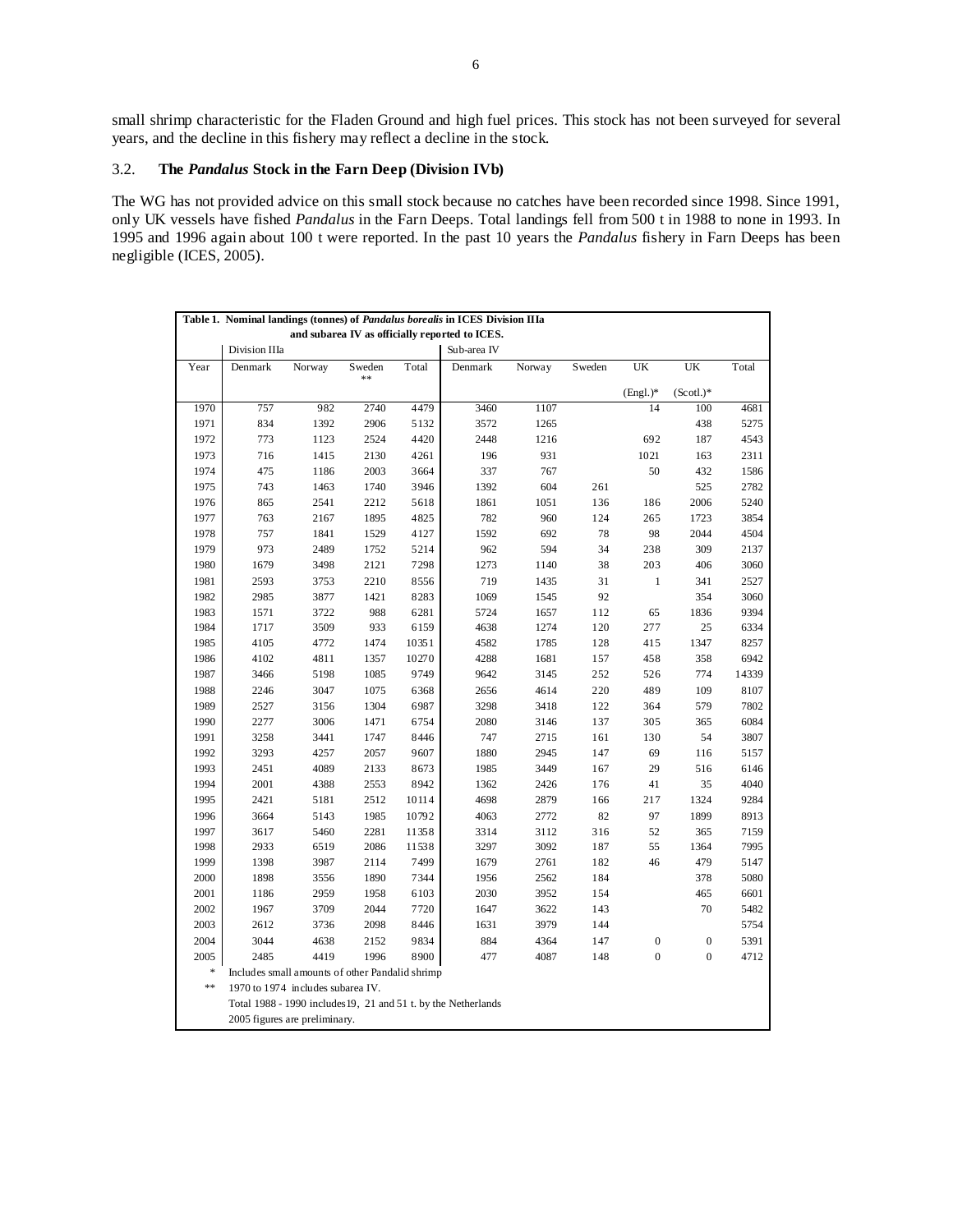small shrimp characteristic for the Fladen Ground and high fuel prices. This stock has not been surveyed for several years, and the decline in this fishery may reflect a decline in the stock.

### 3.2. The *Pandalus* Stock in the Farn Deep (Division IVb)

The WG has not provided advice on this small stock because no catches have been recorded since 1998. Since 1991, only UK vessels have fished *Pandalus* in the Farn Deeps. Total landings fell from 500 t in 1988 to none in 1993. In 1995 and 1996 again about 100 t were reported. In the past 10 years the *Pandalus* fishery in Farn Deeps has been negligible (ICES, 2005).

**Table 1. Nominal landings (tonnes) of *Pandalus borealis* in ICES Division IIIa and subarea IV as officially reported to ICES.**

| | Division IIIa | | | | Sub-area IV | | | | | |
|---|---|---|---|---|---|---|---|---|---|---|
| Year | Denmark | Norway | Sweden ** | Total | Denmark | Norway | Sweden | UK (Engl.)* | UK (Scotl.)* | Total |
| 1970 | 757 | 982 | 2740 | 4479 | 3460 | 1107 | | 14 | 100 | 4681 |
| 1971 | 834 | 1392 | 2906 | 5132 | 3572 | 1265 | | | 438 | 5275 |
| 1972 | 773 | 1123 | 2524 | 4420 | 2448 | 1216 | | 692 | 187 | 4543 |
| 1973 | 716 | 1415 | 2130 | 4261 | 196 | 931 | | 1021 | 163 | 2311 |
| 1974 | 475 | 1186 | 2003 | 3664 | 337 | 767 | | 50 | 432 | 1586 |
| 1975 | 743 | 1463 | 1740 | 3946 | 1392 | 604 | 261 | | 525 | 2782 |
| 1976 | 865 | 2541 | 2212 | 5618 | 1861 | 1051 | 136 | 186 | 2006 | 5240 |
| 1977 | 763 | 2167 | 1895 | 4825 | 782 | 960 | 124 | 265 | 1723 | 3854 |
| 1978 | 757 | 1841 | 1529 | 4127 | 1592 | 692 | 78 | 98 | 2044 | 4504 |
| 1979 | 973 | 2489 | 1752 | 5214 | 962 | 594 | 34 | 238 | 309 | 2137 |
| 1980 | 1679 | 3498 | 2121 | 7298 | 1273 | 1140 | 38 | 203 | 406 | 3060 |
| 1981 | 2593 | 3753 | 2210 | 8556 | 719 | 1435 | 31 | 1 | 341 | 2527 |
| 1982 | 2985 | 3877 | 1421 | 8283 | 1069 | 1545 | 92 | | 354 | 3060 |
| 1983 | 1571 | 3722 | 988 | 6281 | 5724 | 1657 | 112 | 65 | 1836 | 9394 |
| 1984 | 1717 | 3509 | 933 | 6159 | 4638 | 1274 | 120 | 277 | 25 | 6334 |
| 1985 | 4105 | 4772 | 1474 | 10351 | 4582 | 1785 | 128 | 415 | 1347 | 8257 |
| 1986 | 4102 | 4811 | 1357 | 10270 | 4288 | 1681 | 157 | 458 | 358 | 6942 |
| 1987 | 3466 | 5198 | 1085 | 9749 | 9642 | 3145 | 252 | 526 | 774 | 14339 |
| 1988 | 2246 | 3047 | 1075 | 6368 | 2656 | 4614 | 220 | 489 | 109 | 8107 |
| 1989 | 2527 | 3156 | 1304 | 6987 | 3298 | 3418 | 122 | 364 | 579 | 7802 |
| 1990 | 2277 | 3006 | 1471 | 6754 | 2080 | 3146 | 137 | 305 | 365 | 6084 |
| 1991 | 3258 | 3441 | 1747 | 8446 | 747 | 2715 | 161 | 130 | 54 | 3807 |
| 1992 | 3293 | 4257 | 2057 | 9607 | 1880 | 2945 | 147 | 69 | 116 | 5157 |
| 1993 | 2451 | 4089 | 2133 | 8673 | 1985 | 3449 | 167 | 29 | 516 | 6146 |
| 1994 | 2001 | 4388 | 2553 | 8942 | 1362 | 2426 | 176 | 41 | 35 | 4040 |
| 1995 | 2421 | 5181 | 2512 | 10114 | 4698 | 2879 | 166 | 217 | 1324 | 9284 |
| 1996 | 3664 | 5143 | 1985 | 10792 | 4063 | 2772 | 82 | 97 | 1899 | 8913 |
| 1997 | 3617 | 5460 | 2281 | 11358 | 3314 | 3112 | 316 | 52 | 365 | 7159 |
| 1998 | 2933 | 6519 | 2086 | 11538 | 3297 | 3092 | 187 | 55 | 1364 | 7995 |
| 1999 | 1398 | 3987 | 2114 | 7499 | 1679 | 2761 | 182 | 46 | 479 | 5147 |
| 2000 | 1898 | 3556 | 1890 | 7344 | 1956 | 2562 | 184 | | 378 | 5080 |
| 2001 | 1186 | 2959 | 1958 | 6103 | 2030 | 3952 | 154 | | 465 | 6601 |
| 2002 | 1967 | 3709 | 2044 | 7720 | 1647 | 3622 | 143 | | 70 | 5482 |
| 2003 | 2612 | 3736 | 2098 | 8446 | 1631 | 3979 | 144 | | | 5754 |
| 2004 | 3044 | 4638 | 2152 | 9834 | 884 | 4364 | 147 | 0 | 0 | 5391 |
| 2005 | 2485 | 4419 | 1996 | 8900 | 477 | 4087 | 148 | 0 | 0 | 4712 |

\* Includes small amounts of other Pandalid shrimp

\*\* 1970 to 1974 includes subarea IV.

Total 1988 - 1990 includes 19, 21 and 51 t. by the Netherlands

2005 figures are preliminary.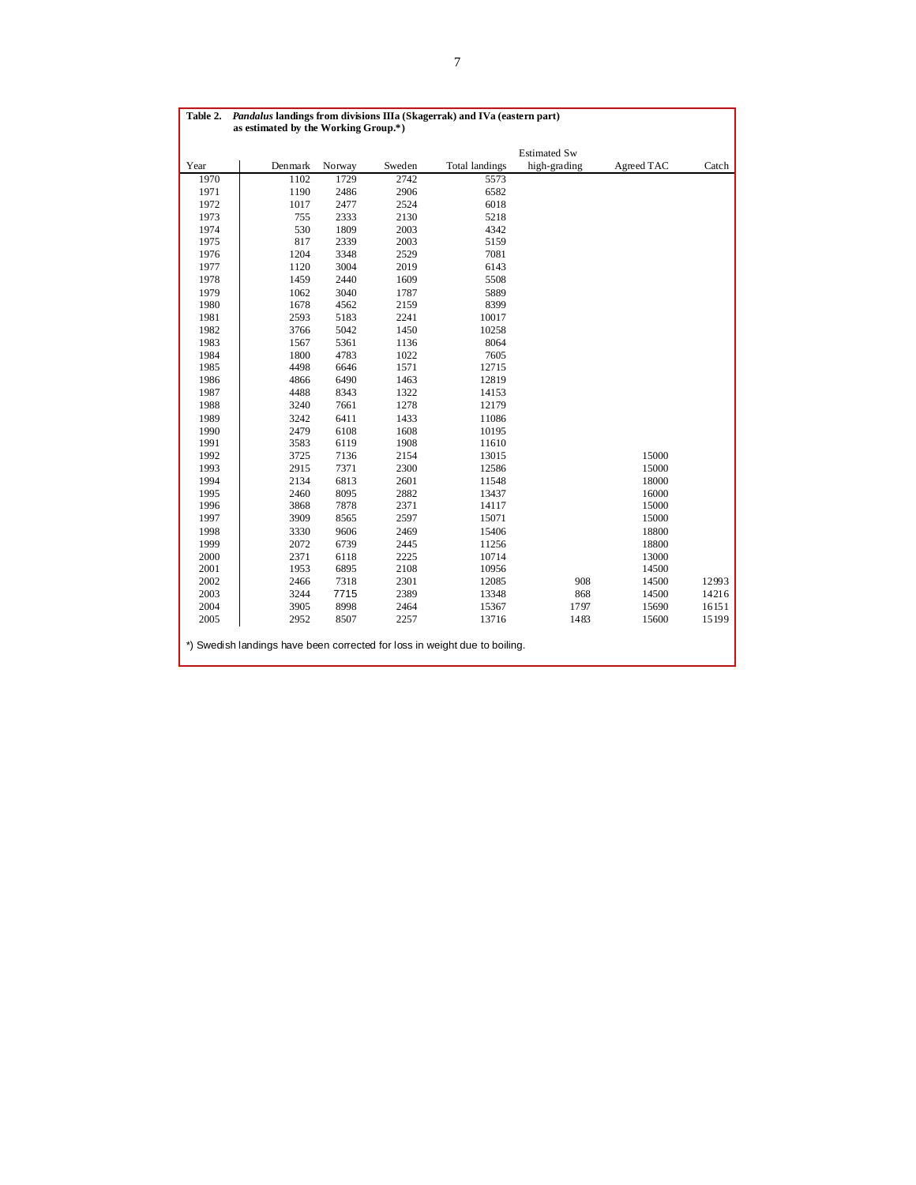**Table 2.** ***Pandalus*** **landings from divisions IIIa (Skagerrak) and IVa (eastern part) as estimated by the Working Group.*)**

| Year | Denmark | Norway | Sweden | Total landings | Estimated Sw high-grading | Agreed TAC | Catch |
|---|---|---|---|---|---|---|---|
| 1970 | 1102 | 1729 | 2742 | 5573 | | | |
| 1971 | 1190 | 2486 | 2906 | 6582 | | | |
| 1972 | 1017 | 2477 | 2524 | 6018 | | | |
| 1973 | 755 | 2333 | 2130 | 5218 | | | |
| 1974 | 530 | 1809 | 2003 | 4342 | | | |
| 1975 | 817 | 2339 | 2003 | 5159 | | | |
| 1976 | 1204 | 3348 | 2529 | 7081 | | | |
| 1977 | 1120 | 3004 | 2019 | 6143 | | | |
| 1978 | 1459 | 2440 | 1609 | 5508 | | | |
| 1979 | 1062 | 3040 | 1787 | 5889 | | | |
| 1980 | 1678 | 4562 | 2159 | 8399 | | | |
| 1981 | 2593 | 5183 | 2241 | 10017 | | | |
| 1982 | 3766 | 5042 | 1450 | 10258 | | | |
| 1983 | 1567 | 5361 | 1136 | 8064 | | | |
| 1984 | 1800 | 4783 | 1022 | 7605 | | | |
| 1985 | 4498 | 6646 | 1571 | 12715 | | | |
| 1986 | 4866 | 6490 | 1463 | 12819 | | | |
| 1987 | 4488 | 8343 | 1322 | 14153 | | | |
| 1988 | 3240 | 7661 | 1278 | 12179 | | | |
| 1989 | 3242 | 6411 | 1433 | 11086 | | | |
| 1990 | 2479 | 6108 | 1608 | 10195 | | | |
| 1991 | 3583 | 6119 | 1908 | 11610 | | | |
| 1992 | 3725 | 7136 | 2154 | 13015 | | 15000 | |
| 1993 | 2915 | 7371 | 2300 | 12586 | | 15000 | |
| 1994 | 2134 | 6813 | 2601 | 11548 | | 18000 | |
| 1995 | 2460 | 8095 | 2882 | 13437 | | 16000 | |
| 1996 | 3868 | 7878 | 2371 | 14117 | | 15000 | |
| 1997 | 3909 | 8565 | 2597 | 15071 | | 15000 | |
| 1998 | 3330 | 9606 | 2469 | 15406 | | 18800 | |
| 1999 | 2072 | 6739 | 2445 | 11256 | | 18800 | |
| 2000 | 2371 | 6118 | 2225 | 10714 | | 13000 | |
| 2001 | 1953 | 6895 | 2108 | 10956 | | 14500 | |
| 2002 | 2466 | 7318 | 2301 | 12085 | 908 | 14500 | 12993 |
| 2003 | 3244 | 7715 | 2389 | 13348 | 868 | 14500 | 14216 |
| 2004 | 3905 | 8998 | 2464 | 15367 | 1797 | 15690 | 16151 |
| 2005 | 2952 | 8507 | 2257 | 13716 | 1483 | 15600 | 15199 |

*) Swedish landings have been corrected for loss in weight due to boiling.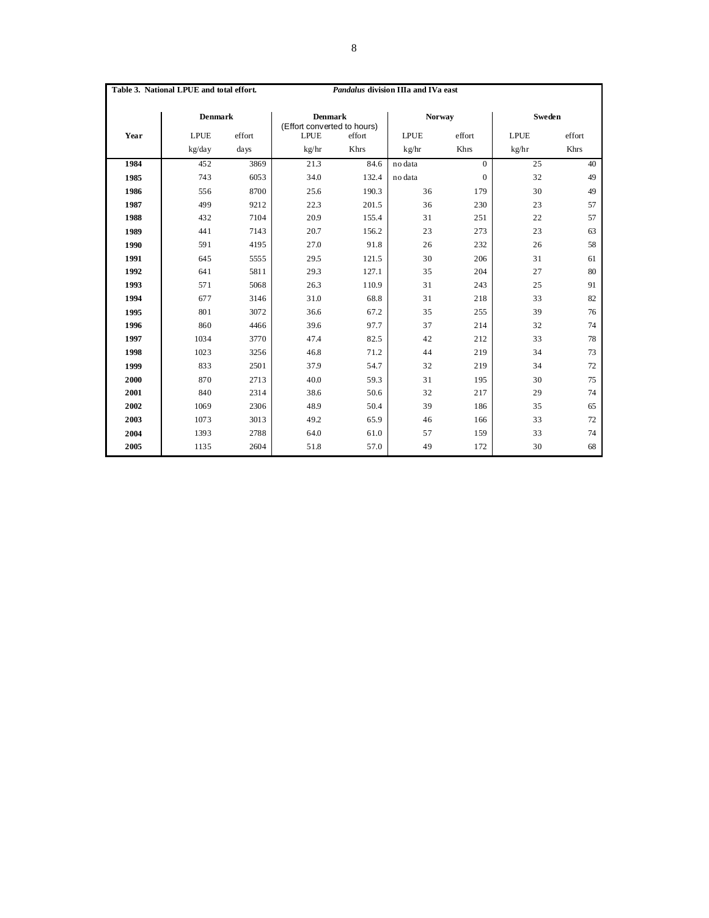**Table 3. National LPUE and total effort.** ***Pandalus*** **division IIIa and IVa east**

| Year | Denmark | | Denmark (Effort converted to hours) | | Norway | | Sweden | |
|---|---|---|---|---|---|---|---|---|
| | LPUE | effort | LPUE | effort | LPUE | effort | LPUE | effort |
| | kg/day | days | kg/hr | Khrs | kg/hr | Khrs | kg/hr | Khrs |
| **1984** | 452 | 3869 | 21.3 | 84.6 | no data | 0 | 25 | 40 |
| **1985** | 743 | 6053 | 34.0 | 132.4 | no data | 0 | 32 | 49 |
| **1986** | 556 | 8700 | 25.6 | 190.3 | 36 | 179 | 30 | 49 |
| **1987** | 499 | 9212 | 22.3 | 201.5 | 36 | 230 | 23 | 57 |
| **1988** | 432 | 7104 | 20.9 | 155.4 | 31 | 251 | 22 | 57 |
| **1989** | 441 | 7143 | 20.7 | 156.2 | 23 | 273 | 23 | 63 |
| **1990** | 591 | 4195 | 27.0 | 91.8 | 26 | 232 | 26 | 58 |
| **1991** | 645 | 5555 | 29.5 | 121.5 | 30 | 206 | 31 | 61 |
| **1992** | 641 | 5811 | 29.3 | 127.1 | 35 | 204 | 27 | 80 |
| **1993** | 571 | 5068 | 26.3 | 110.9 | 31 | 243 | 25 | 91 |
| **1994** | 677 | 3146 | 31.0 | 68.8 | 31 | 218 | 33 | 82 |
| **1995** | 801 | 3072 | 36.6 | 67.2 | 35 | 255 | 39 | 76 |
| **1996** | 860 | 4466 | 39.6 | 97.7 | 37 | 214 | 32 | 74 |
| **1997** | 1034 | 3770 | 47.4 | 82.5 | 42 | 212 | 33 | 78 |
| **1998** | 1023 | 3256 | 46.8 | 71.2 | 44 | 219 | 34 | 73 |
| **1999** | 833 | 2501 | 37.9 | 54.7 | 32 | 219 | 34 | 72 |
| **2000** | 870 | 2713 | 40.0 | 59.3 | 31 | 195 | 30 | 75 |
| **2001** | 840 | 2314 | 38.6 | 50.6 | 32 | 217 | 29 | 74 |
| **2002** | 1069 | 2306 | 48.9 | 50.4 | 39 | 186 | 35 | 65 |
| **2003** | 1073 | 3013 | 49.2 | 65.9 | 46 | 166 | 33 | 72 |
| **2004** | 1393 | 2788 | 64.0 | 61.0 | 57 | 159 | 33 | 74 |
| **2005** | 1135 | 2604 | 51.8 | 57.0 | 49 | 172 | 30 | 68 |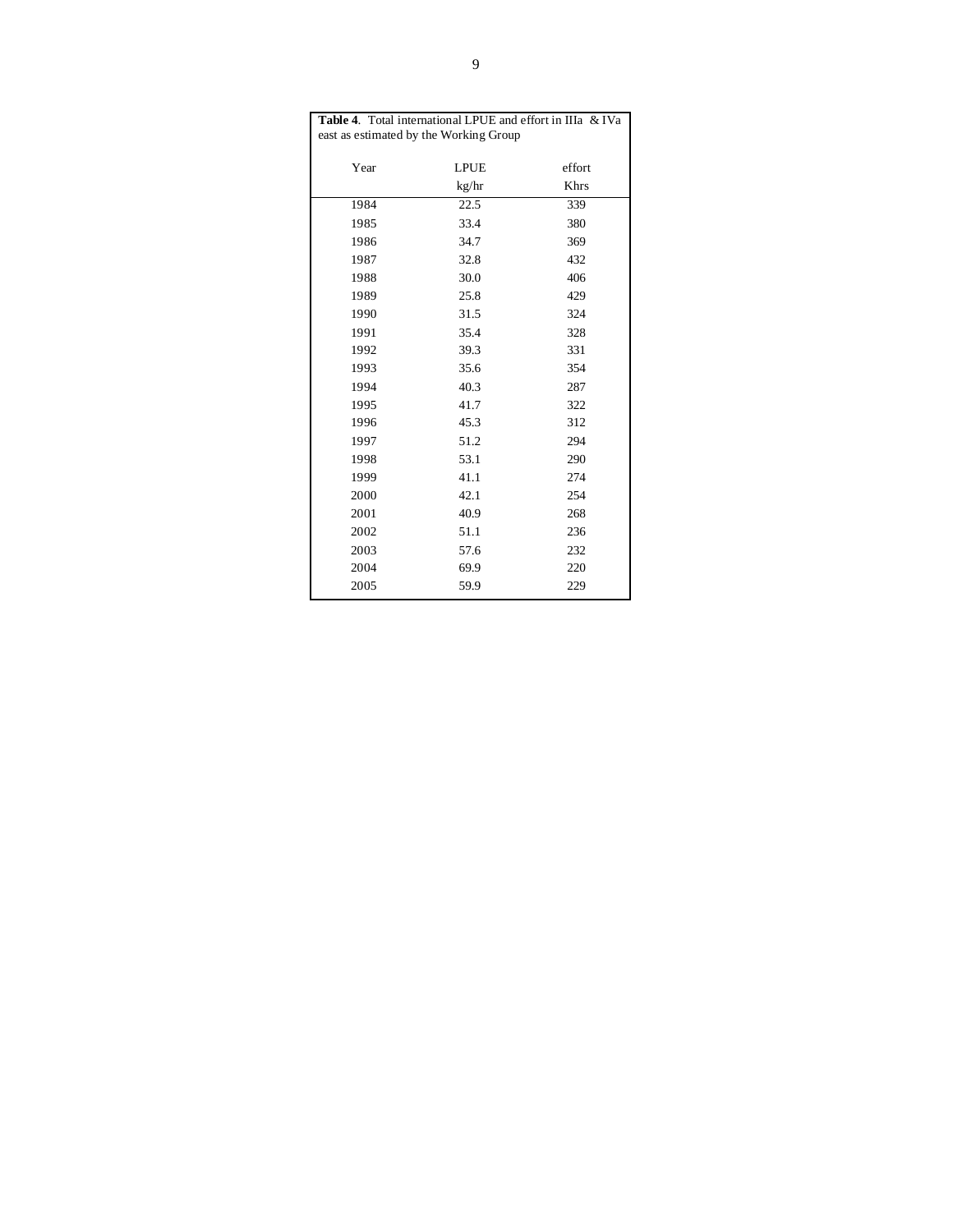**Table 4**. Total international LPUE and effort in IIIa & IVa east as estimated by the Working Group

| Year | LPUE kg/hr | effort Khrs |
|---|---|---|
| 1984 | 22.5 | 339 |
| 1985 | 33.4 | 380 |
| 1986 | 34.7 | 369 |
| 1987 | 32.8 | 432 |
| 1988 | 30.0 | 406 |
| 1989 | 25.8 | 429 |
| 1990 | 31.5 | 324 |
| 1991 | 35.4 | 328 |
| 1992 | 39.3 | 331 |
| 1993 | 35.6 | 354 |
| 1994 | 40.3 | 287 |
| 1995 | 41.7 | 322 |
| 1996 | 45.3 | 312 |
| 1997 | 51.2 | 294 |
| 1998 | 53.1 | 290 |
| 1999 | 41.1 | 274 |
| 2000 | 42.1 | 254 |
| 2001 | 40.9 | 268 |
| 2002 | 51.1 | 236 |
| 2003 | 57.6 | 232 |
| 2004 | 69.9 | 220 |
| 2005 | 59.9 | 229 |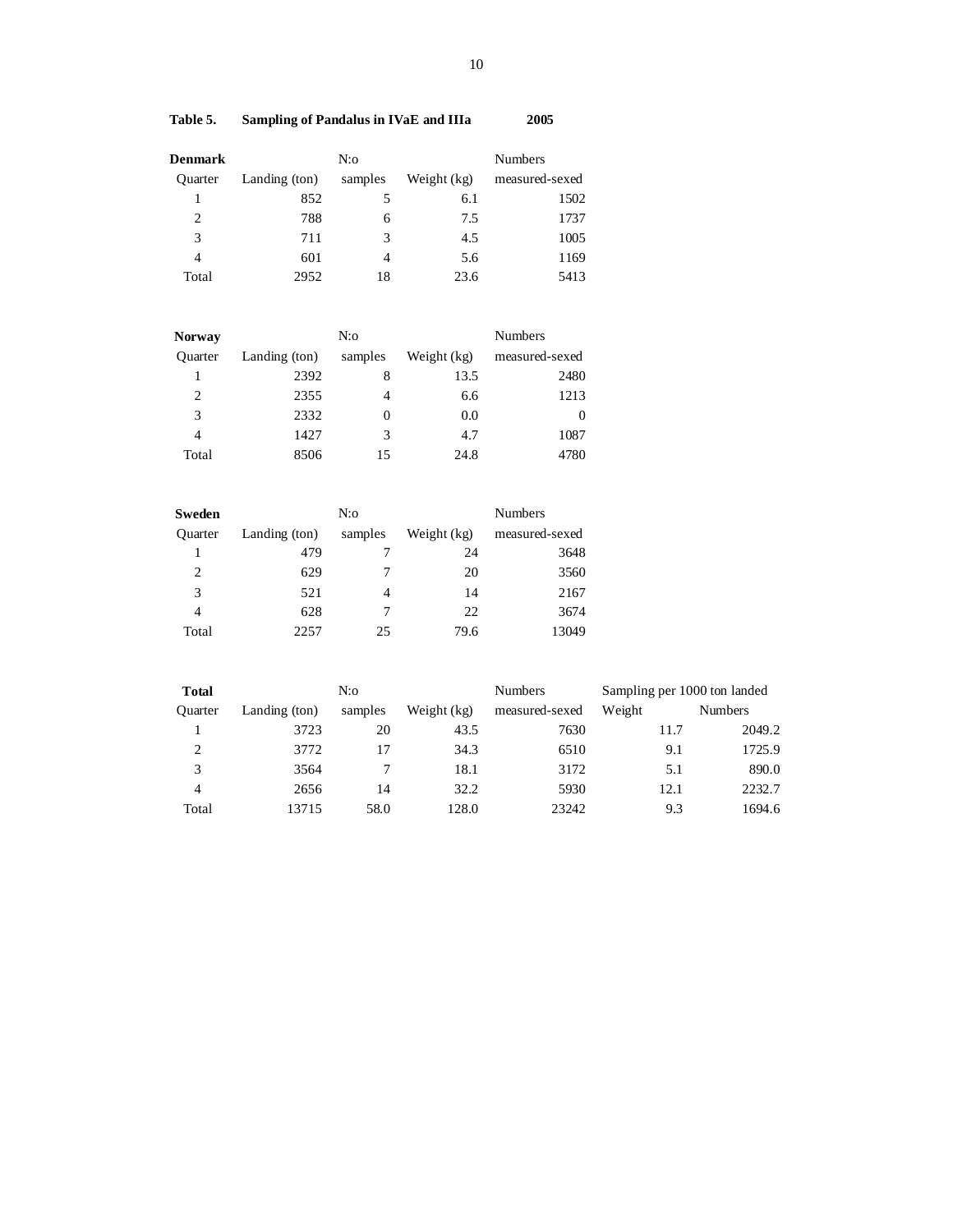**Table 5. Sampling of Pandalus in IVaE and IIIa 2005**

**Denmark**

| Quarter | Landing (ton) | N:o samples | Weight (kg) | Numbers measured-sexed |
|---|---|---|---|---|
| 1 | 852 | 5 | 6.1 | 1502 |
| 2 | 788 | 6 | 7.5 | 1737 |
| 3 | 711 | 3 | 4.5 | 1005 |
| 4 | 601 | 4 | 5.6 | 1169 |
| Total | 2952 | 18 | 23.6 | 5413 |

**Norway**

| Quarter | Landing (ton) | N:o samples | Weight (kg) | Numbers measured-sexed |
|---|---|---|---|---|
| 1 | 2392 | 8 | 13.5 | 2480 |
| 2 | 2355 | 4 | 6.6 | 1213 |
| 3 | 2332 | 0 | 0.0 | 0 |
| 4 | 1427 | 3 | 4.7 | 1087 |
| Total | 8506 | 15 | 24.8 | 4780 |

**Sweden**

| Quarter | Landing (ton) | N:o samples | Weight (kg) | Numbers measured-sexed |
|---|---|---|---|---|
| 1 | 479 | 7 | 24 | 3648 |
| 2 | 629 | 7 | 20 | 3560 |
| 3 | 521 | 4 | 14 | 2167 |
| 4 | 628 | 7 | 22 | 3674 |
| Total | 2257 | 25 | 79.6 | 13049 |

**Total**

| Quarter | Landing (ton) | N:o samples | Weight (kg) | Numbers measured-sexed | Sampling per 1000 ton landed | |
|---|---|---|---|---|---|---|
| | | | | | Weight | Numbers |
| 1 | 3723 | 20 | 43.5 | 7630 | 11.7 | 2049.2 |
| 2 | 3772 | 17 | 34.3 | 6510 | 9.1 | 1725.9 |
| 3 | 3564 | 7 | 18.1 | 3172 | 5.1 | 890.0 |
| 4 | 2656 | 14 | 32.2 | 5930 | 12.1 | 2232.7 |
| Total | 13715 | 58.0 | 128.0 | 23242 | 9.3 | 1694.6 |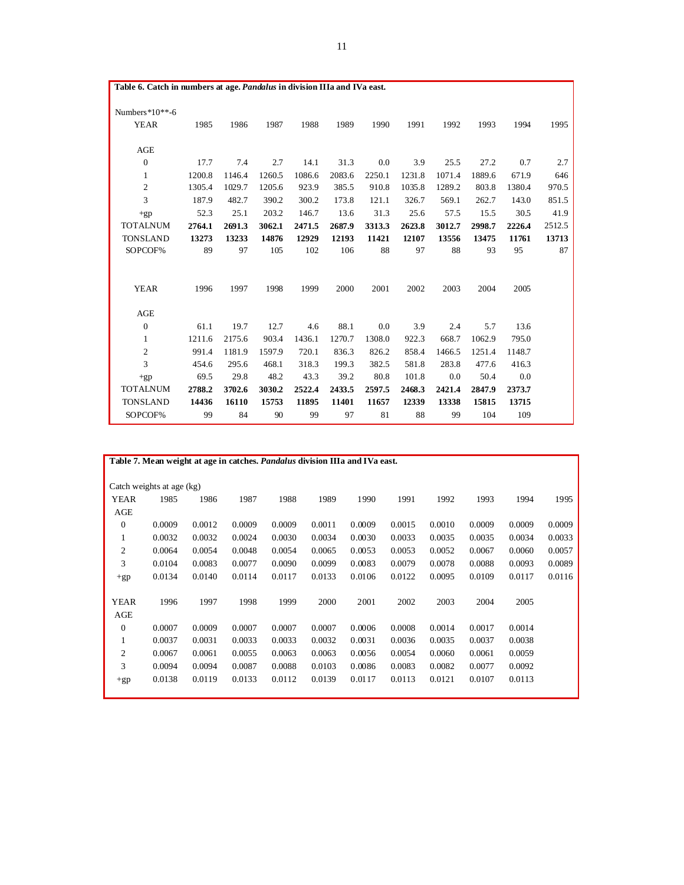**Table 6. Catch in numbers at age. *Pandalus* in division IIIa and IVa east.**

Numbers*10**-6

| YEAR | 1985 | 1986 | 1987 | 1988 | 1989 | 1990 | 1991 | 1992 | 1993 | 1994 | 1995 |
|---|---|---|---|---|---|---|---|---|---|---|---|
| AGE | | | | | | | | | | | |
| 0 | 17.7 | 7.4 | 2.7 | 14.1 | 31.3 | 0.0 | 3.9 | 25.5 | 27.2 | 0.7 | 2.7 |
| 1 | 1200.8 | 1146.4 | 1260.5 | 1086.6 | 2083.6 | 2250.1 | 1231.8 | 1071.4 | 1889.6 | 671.9 | 646 |
| 2 | 1305.4 | 1029.7 | 1205.6 | 923.9 | 385.5 | 910.8 | 1035.8 | 1289.2 | 803.8 | 1380.4 | 970.5 |
| 3 | 187.9 | 482.7 | 390.2 | 300.2 | 173.8 | 121.1 | 326.7 | 569.1 | 262.7 | 143.0 | 851.5 |
| +gp | 52.3 | 25.1 | 203.2 | 146.7 | 13.6 | 31.3 | 25.6 | 57.5 | 15.5 | 30.5 | 41.9 |
| TOTALNUM | **2764.1** | **2691.3** | **3062.1** | **2471.5** | **2687.9** | **3313.3** | **2623.8** | **3012.7** | **2998.7** | **2226.4** | 2512.5 |
| TONSLAND | **13273** | **13233** | **14876** | **12929** | **12193** | **11421** | **12107** | **13556** | **13475** | **11761** | **13713** |
| SOPCOF% | 89 | 97 | 105 | 102 | 106 | 88 | 97 | 88 | 93 | 95 | 87 |

| YEAR | 1996 | 1997 | 1998 | 1999 | 2000 | 2001 | 2002 | 2003 | 2004 | 2005 |
|---|---|---|---|---|---|---|---|---|---|---|
| AGE | | | | | | | | | | |
| 0 | 61.1 | 19.7 | 12.7 | 4.6 | 88.1 | 0.0 | 3.9 | 2.4 | 5.7 | 13.6 |
| 1 | 1211.6 | 2175.6 | 903.4 | 1436.1 | 1270.7 | 1308.0 | 922.3 | 668.7 | 1062.9 | 795.0 |
| 2 | 991.4 | 1181.9 | 1597.9 | 720.1 | 836.3 | 826.2 | 858.4 | 1466.5 | 1251.4 | 1148.7 |
| 3 | 454.6 | 295.6 | 468.1 | 318.3 | 199.3 | 382.5 | 581.8 | 283.8 | 477.6 | 416.3 |
| +gp | 69.5 | 29.8 | 48.2 | 43.3 | 39.2 | 80.8 | 101.8 | 0.0 | 50.4 | 0.0 |
| TOTALNUM | **2788.2** | **3702.6** | **3030.2** | **2522.4** | **2433.5** | **2597.5** | **2468.3** | **2421.4** | **2847.9** | **2373.7** |
| TONSLAND | **14436** | **16110** | **15753** | **11895** | **11401** | **11657** | **12339** | **13338** | **15815** | **13715** |
| SOPCOF% | 99 | 84 | 90 | 99 | 97 | 81 | 88 | 99 | 104 | 109 |

**Table 7. Mean weight at age in catches. *Pandalus* division IIIa and IVa east.**

Catch weights at age (kg)

| YEAR | 1985 | 1986 | 1987 | 1988 | 1989 | 1990 | 1991 | 1992 | 1993 | 1994 | 1995 |
|---|---|---|---|---|---|---|---|---|---|---|---|
| AGE | | | | | | | | | | | |
| 0 | 0.0009 | 0.0012 | 0.0009 | 0.0009 | 0.0011 | 0.0009 | 0.0015 | 0.0010 | 0.0009 | 0.0009 | 0.0009 |
| 1 | 0.0032 | 0.0032 | 0.0024 | 0.0030 | 0.0034 | 0.0030 | 0.0033 | 0.0035 | 0.0035 | 0.0034 | 0.0033 |
| 2 | 0.0064 | 0.0054 | 0.0048 | 0.0054 | 0.0065 | 0.0053 | 0.0053 | 0.0052 | 0.0067 | 0.0060 | 0.0057 |
| 3 | 0.0104 | 0.0083 | 0.0077 | 0.0090 | 0.0099 | 0.0083 | 0.0079 | 0.0078 | 0.0088 | 0.0093 | 0.0089 |
| +gp | 0.0134 | 0.0140 | 0.0114 | 0.0117 | 0.0133 | 0.0106 | 0.0122 | 0.0095 | 0.0109 | 0.0117 | 0.0116 |

| YEAR | 1996 | 1997 | 1998 | 1999 | 2000 | 2001 | 2002 | 2003 | 2004 | 2005 |
|---|---|---|---|---|---|---|---|---|---|---|
| AGE | | | | | | | | | | |
| 0 | 0.0007 | 0.0009 | 0.0007 | 0.0007 | 0.0007 | 0.0006 | 0.0008 | 0.0014 | 0.0017 | 0.0014 |
| 1 | 0.0037 | 0.0031 | 0.0033 | 0.0033 | 0.0032 | 0.0031 | 0.0036 | 0.0035 | 0.0037 | 0.0038 |
| 2 | 0.0067 | 0.0061 | 0.0055 | 0.0063 | 0.0063 | 0.0056 | 0.0054 | 0.0060 | 0.0061 | 0.0059 |
| 3 | 0.0094 | 0.0094 | 0.0087 | 0.0088 | 0.0103 | 0.0086 | 0.0083 | 0.0082 | 0.0077 | 0.0092 |
| +gp | 0.0138 | 0.0119 | 0.0133 | 0.0112 | 0.0139 | 0.0117 | 0.0113 | 0.0121 | 0.0107 | 0.0113 |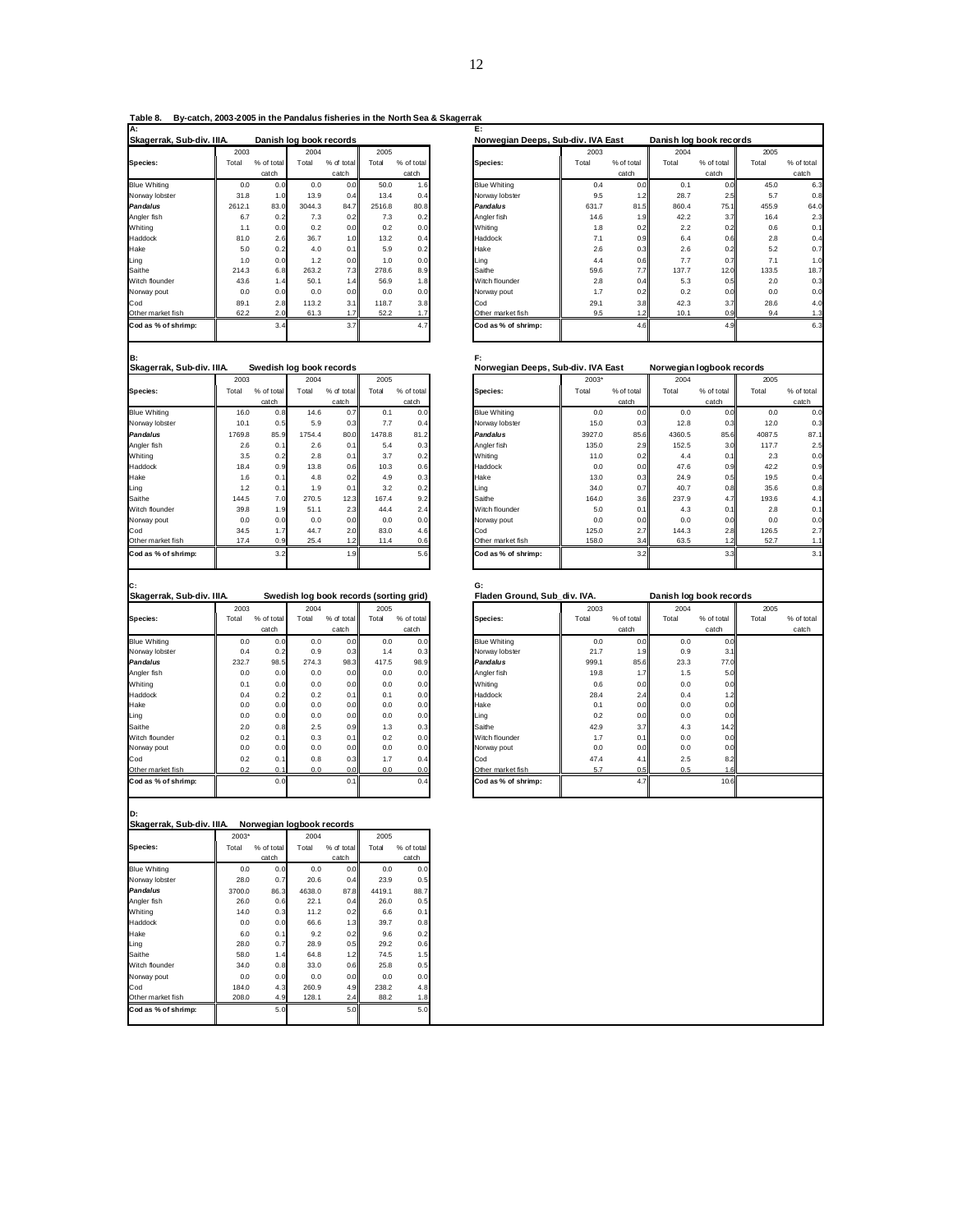**Table 8. By-catch, 2003-2005 in the Pandalus fisheries in the North Sea & Skagerrak**

**A: Skagerrak, Sub-div. IIIA. Danish log book records**

| Species: | 2003 Total | 2003 % of total catch | 2004 Total | 2004 % of total catch | 2005 Total | 2005 % of total catch |
|---|---|---|---|---|---|---|
| Blue Whiting | 0.0 | 0.0 | 0.0 | 0.0 | 50.0 | 1.6 |
| Norway lobster | 31.8 | 1.0 | 13.9 | 0.4 | 13.4 | 0.4 |
| ***Pandalus*** | 2612.1 | 83.0 | 3044.3 | 84.7 | 2516.8 | 80.8 |
| Angler fish | 6.7 | 0.2 | 7.3 | 0.2 | 7.3 | 0.2 |
| Whiting | 1.1 | 0.0 | 0.2 | 0.0 | 0.2 | 0.0 |
| Haddock | 81.0 | 2.6 | 36.7 | 1.0 | 13.2 | 0.4 |
| Hake | 5.0 | 0.2 | 4.0 | 0.1 | 5.9 | 0.2 |
| Ling | 1.0 | 0.0 | 1.2 | 0.0 | 1.0 | 0.0 |
| Saithe | 214.3 | 6.8 | 263.2 | 7.3 | 278.6 | 8.9 |
| Witch flounder | 43.6 | 1.4 | 50.1 | 1.4 | 56.9 | 1.8 |
| Norway pout | 0.0 | 0.0 | 0.0 | 0.0 | 0.0 | 0.0 |
| Cod | 89.1 | 2.8 | 113.2 | 3.1 | 118.7 | 3.8 |
| Other market fish | 62.2 | 2.0 | 61.3 | 1.7 | 52.2 | 1.7 |
| **Cod as % of shrimp:** | | 3.4 | | 3.7 | | 4.7 |

**B: Skagerrak, Sub-div. IIIA. Swedish log book records**

| Species: | 2003 Total | 2003 % of total catch | 2004 Total | 2004 % of total catch | 2005 Total | 2005 % of total catch |
|---|---|---|---|---|---|---|
| Blue Whiting | 16.0 | 0.8 | 14.6 | 0.7 | 0.1 | 0.0 |
| Norway lobster | 10.1 | 0.5 | 5.9 | 0.3 | 7.7 | 0.4 |
| ***Pandalus*** | 1769.8 | 85.9 | 1754.4 | 80.0 | 1478.8 | 81.2 |
| Angler fish | 2.6 | 0.1 | 2.6 | 0.1 | 5.4 | 0.3 |
| Whiting | 3.5 | 0.2 | 2.8 | 0.1 | 3.7 | 0.2 |
| Haddock | 18.4 | 0.9 | 13.8 | 0.6 | 10.3 | 0.6 |
| Hake | 1.6 | 0.1 | 4.8 | 0.2 | 4.9 | 0.3 |
| Ling | 1.2 | 0.1 | 1.9 | 0.1 | 3.2 | 0.2 |
| Saithe | 144.5 | 7.0 | 270.5 | 12.3 | 167.4 | 9.2 |
| Witch flounder | 39.8 | 1.9 | 51.1 | 2.3 | 44.4 | 2.4 |
| Norway pout | 0.0 | 0.0 | 0.0 | 0.0 | 0.0 | 0.0 |
| Cod | 34.5 | 1.7 | 44.7 | 2.0 | 83.0 | 4.6 |
| Other market fish | 17.4 | 0.9 | 25.4 | 1.2 | 11.4 | 0.6 |
| **Cod as % of shrimp:** | | 3.2 | | 1.9 | | 5.6 |

**C: Skagerrak, Sub-div. IIIA. Swedish log book records (sorting grid)**

| Species: | 2003 Total | 2003 % of total catch | 2004 Total | 2004 % of total catch | 2005 Total | 2005 % of total catch |
|---|---|---|---|---|---|---|
| Blue Whiting | 0.0 | 0.0 | 0.0 | 0.0 | 0.0 | 0.0 |
| Norway lobster | 0.4 | 0.2 | 0.9 | 0.3 | 1.4 | 0.3 |
| ***Pandalus*** | 232.7 | 98.5 | 274.3 | 98.3 | 417.5 | 98.9 |
| Angler fish | 0.0 | 0.0 | 0.0 | 0.0 | 0.0 | 0.0 |
| Whiting | 0.1 | 0.0 | 0.0 | 0.0 | 0.0 | 0.0 |
| Haddock | 0.4 | 0.2 | 0.2 | 0.1 | 0.1 | 0.0 |
| Hake | 0.0 | 0.0 | 0.0 | 0.0 | 0.0 | 0.0 |
| Ling | 0.0 | 0.0 | 0.0 | 0.0 | 0.0 | 0.0 |
| Saithe | 2.0 | 0.8 | 2.5 | 0.9 | 1.3 | 0.3 |
| Witch flounder | 0.2 | 0.1 | 0.3 | 0.1 | 0.2 | 0.0 |
| Norway pout | 0.0 | 0.0 | 0.0 | 0.0 | 0.0 | 0.0 |
| Cod | 0.2 | 0.1 | 0.8 | 0.3 | 1.7 | 0.4 |
| Other market fish | 0.2 | 0.1 | 0.0 | 0.0 | 0.0 | 0.0 |
| **Cod as % of shrimp:** | | 0.0 | | 0.1 | | 0.4 |

**D: Skagerrak, Sub-div. IIIA. Norwegian logbook records**

| Species: | 2003* Total | 2003* % of total catch | 2004 Total | 2004 % of total catch | 2005 Total | 2005 % of total catch |
|---|---|---|---|---|---|---|
| Blue Whiting | 0.0 | 0.0 | 0.0 | 0.0 | 0.0 | 0.0 |
| Norway lobster | 28.0 | 0.7 | 20.6 | 0.4 | 23.9 | 0.5 |
| ***Pandalus*** | 3700.0 | 86.3 | 4638.0 | 87.8 | 4419.1 | 88.7 |
| Angler fish | 26.0 | 0.6 | 22.1 | 0.4 | 26.0 | 0.5 |
| Whiting | 14.0 | 0.3 | 11.2 | 0.2 | 6.6 | 0.1 |
| Haddock | 0.0 | 0.0 | 66.6 | 1.3 | 39.7 | 0.8 |
| Hake | 6.0 | 0.1 | 9.2 | 0.2 | 9.6 | 0.2 |
| Ling | 28.0 | 0.7 | 28.9 | 0.5 | 29.2 | 0.6 |
| Saithe | 58.0 | 1.4 | 64.8 | 1.2 | 74.5 | 1.5 |
| Witch flounder | 34.0 | 0.8 | 33.0 | 0.6 | 25.8 | 0.5 |
| Norway pout | 0.0 | 0.0 | 0.0 | 0.0 | 0.0 | 0.0 |
| Cod | 184.0 | 4.3 | 260.9 | 4.9 | 238.2 | 4.8 |
| Other market fish | 208.0 | 4.9 | 128.1 | 2.4 | 88.2 | 1.8 |
| **Cod as % of shrimp:** | | 5.0 | | 5.0 | | 5.0 |

**E: Norwegian Deeps, Sub-div. IVA East. Danish log book records**

| Species: | 2003 Total | 2003 % of total catch | 2004 Total | 2004 % of total catch | 2005 Total | 2005 % of total catch |
|---|---|---|---|---|---|---|
| Blue Whiting | 0.4 | 0.0 | 0.1 | 0.0 | 45.0 | 6.3 |
| Norway lobster | 9.5 | 1.2 | 28.7 | 2.5 | 5.7 | 0.8 |
| ***Pandalus*** | 631.7 | 81.5 | 860.4 | 75.1 | 455.9 | 64.0 |
| Angler fish | 14.6 | 1.9 | 42.2 | 3.7 | 16.4 | 2.3 |
| Whiting | 1.8 | 0.2 | 2.2 | 0.2 | 0.6 | 0.1 |
| Haddock | 7.1 | 0.9 | 6.4 | 0.6 | 2.8 | 0.4 |
| Hake | 2.6 | 0.3 | 2.6 | 0.2 | 5.2 | 0.7 |
| Ling | 4.4 | 0.6 | 7.7 | 0.7 | 7.1 | 1.0 |
| Saithe | 59.6 | 7.7 | 137.7 | 12.0 | 133.5 | 18.7 |
| Witch flounder | 2.8 | 0.4 | 5.3 | 0.5 | 2.0 | 0.3 |
| Norway pout | 1.7 | 0.2 | 0.2 | 0.0 | 0.0 | 0.0 |
| Cod | 29.1 | 3.8 | 42.3 | 3.7 | 28.6 | 4.0 |
| Other market fish | 9.5 | 1.2 | 10.1 | 0.9 | 9.4 | 1.3 |
| **Cod as % of shrimp:** | | 4.6 | | 4.9 | | 6.3 |

**F: Norwegian Deeps, Sub-div. IVA East. Norwegian logbook records**

| Species: | 2003* Total | 2003* % of total catch | 2004 Total | 2004 % of total catch | 2005 Total | 2005 % of total catch |
|---|---|---|---|---|---|---|
| Blue Whiting | 0.0 | 0.0 | 0.0 | 0.0 | 0.0 | 0.0 |
| Norway lobster | 15.0 | 0.3 | 12.8 | 0.3 | 12.0 | 0.3 |
| ***Pandalus*** | 3927.0 | 85.6 | 4360.5 | 85.6 | 4087.5 | 87.1 |
| Angler fish | 135.0 | 2.9 | 152.5 | 3.0 | 117.7 | 2.5 |
| Whiting | 11.0 | 0.2 | 4.4 | 0.1 | 2.3 | 0.0 |
| Haddock | 0.0 | 0.0 | 47.6 | 0.9 | 42.2 | 0.9 |
| Hake | 13.0 | 0.3 | 24.9 | 0.5 | 19.5 | 0.4 |
| Ling | 34.0 | 0.7 | 40.7 | 0.8 | 35.6 | 0.8 |
| Saithe | 164.0 | 3.6 | 237.9 | 4.7 | 193.6 | 4.1 |
| Witch flounder | 5.0 | 0.1 | 4.3 | 0.1 | 2.8 | 0.1 |
| Norway pout | 0.0 | 0.0 | 0.0 | 0.0 | 0.0 | 0.0 |
| Cod | 125.0 | 2.7 | 144.3 | 2.8 | 126.5 | 2.7 |
| Other market fish | 158.0 | 3.4 | 63.5 | 1.2 | 52.7 | 1.1 |
| **Cod as % of shrimp:** | | 3.2 | | 3.3 | | 3.1 |

**G: Fladen Ground, Sub_div. IVA. Danish log book records**

| Species: | 2003 Total | 2003 % of total catch | 2004 Total | 2004 % of total catch | 2005 Total | 2005 % of total catch |
|---|---|---|---|---|---|---|
| Blue Whiting | 0.0 | 0.0 | 0.0 | 0.0 | | |
| Norway lobster | 21.7 | 1.9 | 0.9 | 3.1 | | |
| ***Pandalus*** | 999.1 | 85.6 | 23.3 | 77.0 | | |
| Angler fish | 19.8 | 1.7 | 1.5 | 5.0 | | |
| Whiting | 0.6 | 0.0 | 0.0 | 0.0 | | |
| Haddock | 28.4 | 2.4 | 0.4 | 1.2 | | |
| Hake | 0.1 | 0.0 | 0.0 | 0.0 | | |
| Ling | 0.2 | 0.0 | 0.0 | 0.0 | | |
| Saithe | 42.9 | 3.7 | 4.3 | 14.2 | | |
| Witch flounder | 1.7 | 0.1 | 0.0 | 0.0 | | |
| Norway pout | 0.0 | 0.0 | 0.0 | 0.0 | | |
| Cod | 47.4 | 4.1 | 2.5 | 8.2 | | |
| Other market fish | 5.7 | 0.5 | 0.5 | 1.6 | | |
| **Cod as % of shrimp:** | | 4.7 | | 10.6 | | |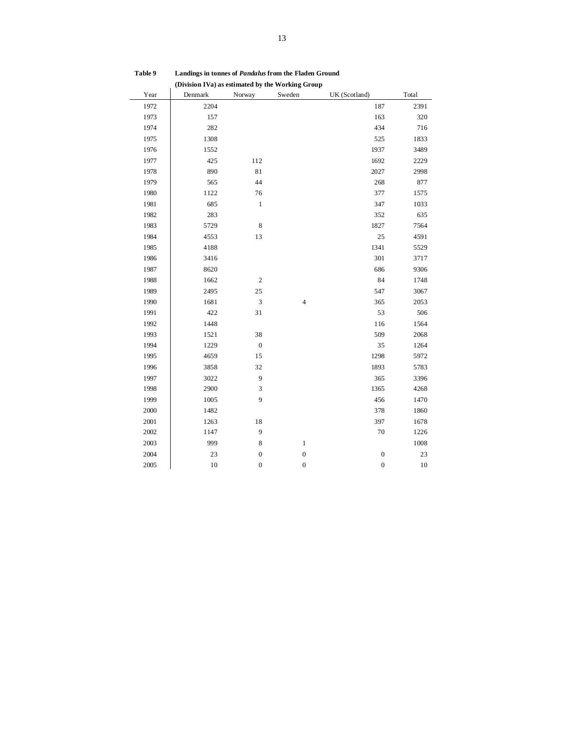**Table 9** **Landings in tonnes of *Pandalus* from the Fladen Ground (Division IVa) as estimated by the Working Group**

| Year | Denmark | Norway | Sweden | UK (Scotland) | Total |
|---|---|---|---|---|---|
| 1972 | 2204 | | | 187 | 2391 |
| 1973 | 157 | | | 163 | 320 |
| 1974 | 282 | | | 434 | 716 |
| 1975 | 1308 | | | 525 | 1833 |
| 1976 | 1552 | | | 1937 | 3489 |
| 1977 | 425 | 112 | | 1692 | 2229 |
| 1978 | 890 | 81 | | 2027 | 2998 |
| 1979 | 565 | 44 | | 268 | 877 |
| 1980 | 1122 | 76 | | 377 | 1575 |
| 1981 | 685 | 1 | | 347 | 1033 |
| 1982 | 283 | | | 352 | 635 |
| 1983 | 5729 | 8 | | 1827 | 7564 |
| 1984 | 4553 | 13 | | 25 | 4591 |
| 1985 | 4188 | | | 1341 | 5529 |
| 1986 | 3416 | | | 301 | 3717 |
| 1987 | 8620 | | | 686 | 9306 |
| 1988 | 1662 | 2 | | 84 | 1748 |
| 1989 | 2495 | 25 | | 547 | 3067 |
| 1990 | 1681 | 3 | 4 | 365 | 2053 |
| 1991 | 422 | 31 | | 53 | 506 |
| 1992 | 1448 | | | 116 | 1564 |
| 1993 | 1521 | 38 | | 509 | 2068 |
| 1994 | 1229 | 0 | | 35 | 1264 |
| 1995 | 4659 | 15 | | 1298 | 5972 |
| 1996 | 3858 | 32 | | 1893 | 5783 |
| 1997 | 3022 | 9 | | 365 | 3396 |
| 1998 | 2900 | 3 | | 1365 | 4268 |
| 1999 | 1005 | 9 | | 456 | 1470 |
| 2000 | 1482 | | | 378 | 1860 |
| 2001 | 1263 | 18 | | 397 | 1678 |
| 2002 | 1147 | 9 | | 70 | 1226 |
| 2003 | 999 | 8 | 1 | | 1008 |
| 2004 | 23 | 0 | 0 | 0 | 23 |
| 2005 | 10 | 0 | 0 | 0 | 10 |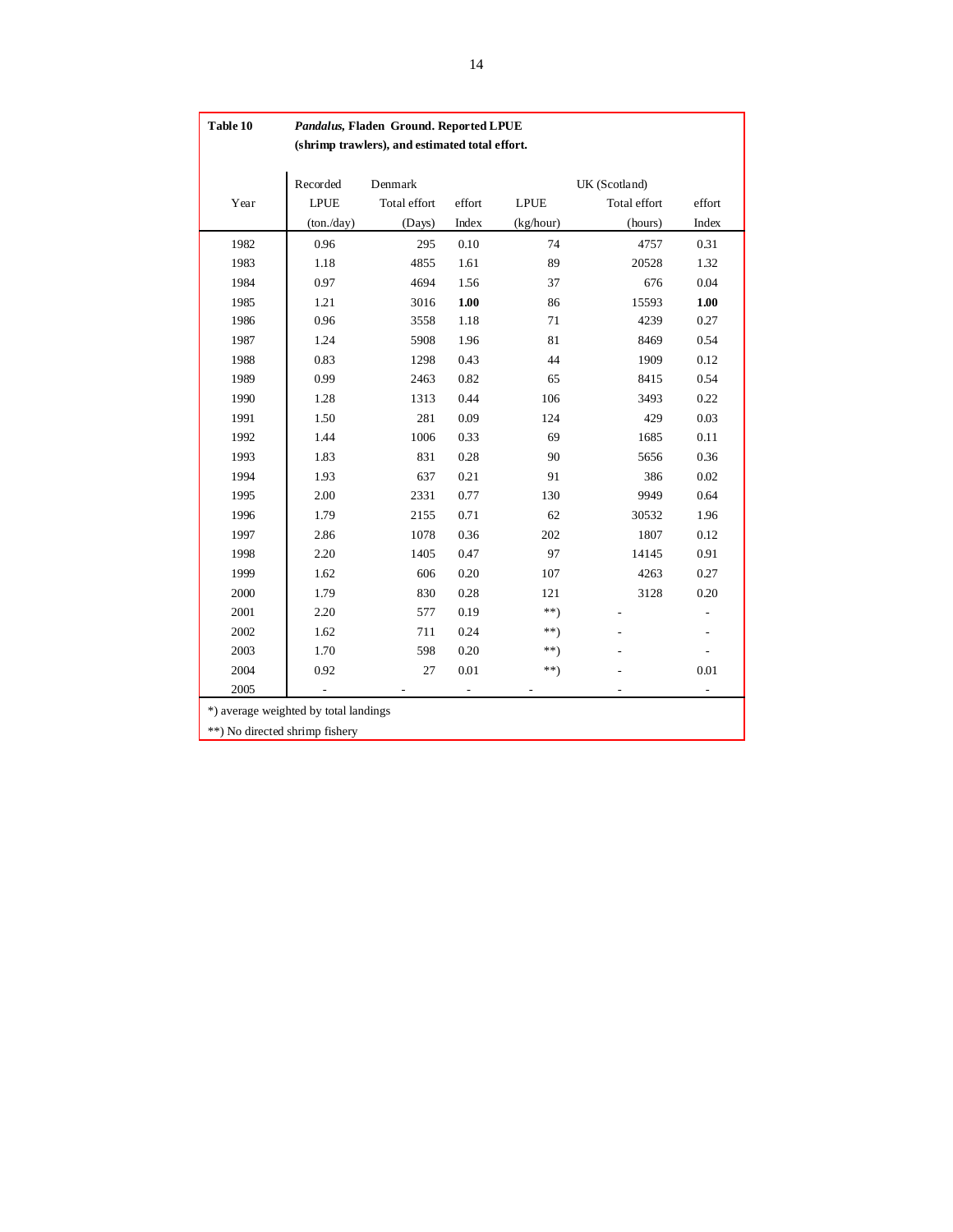**Table 10** ***Pandalus*, Fladen Ground. Reported LPUE (shrimp trawlers), and estimated total effort.**

| Year | Denmark | | | UK (Scotland) | | |
|---|---|---|---|---|---|---|
| | Recorded LPUE (ton./day) | Total effort (Days) | effort Index | LPUE (kg/hour) | Total effort (hours) | effort Index |
| 1982 | 0.96 | 295 | 0.10 | 74 | 4757 | 0.31 |
| 1983 | 1.18 | 4855 | 1.61 | 89 | 20528 | 1.32 |
| 1984 | 0.97 | 4694 | 1.56 | 37 | 676 | 0.04 |
| 1985 | 1.21 | 3016 | **1.00** | 86 | 15593 | **1.00** |
| 1986 | 0.96 | 3558 | 1.18 | 71 | 4239 | 0.27 |
| 1987 | 1.24 | 5908 | 1.96 | 81 | 8469 | 0.54 |
| 1988 | 0.83 | 1298 | 0.43 | 44 | 1909 | 0.12 |
| 1989 | 0.99 | 2463 | 0.82 | 65 | 8415 | 0.54 |
| 1990 | 1.28 | 1313 | 0.44 | 106 | 3493 | 0.22 |
| 1991 | 1.50 | 281 | 0.09 | 124 | 429 | 0.03 |
| 1992 | 1.44 | 1006 | 0.33 | 69 | 1685 | 0.11 |
| 1993 | 1.83 | 831 | 0.28 | 90 | 5656 | 0.36 |
| 1994 | 1.93 | 637 | 0.21 | 91 | 386 | 0.02 |
| 1995 | 2.00 | 2331 | 0.77 | 130 | 9949 | 0.64 |
| 1996 | 1.79 | 2155 | 0.71 | 62 | 30532 | 1.96 |
| 1997 | 2.86 | 1078 | 0.36 | 202 | 1807 | 0.12 |
| 1998 | 2.20 | 1405 | 0.47 | 97 | 14145 | 0.91 |
| 1999 | 1.62 | 606 | 0.20 | 107 | 4263 | 0.27 |
| 2000 | 1.79 | 830 | 0.28 | 121 | 3128 | 0.20 |
| 2001 | 2.20 | 577 | 0.19 | **) | - | - |
| 2002 | 1.62 | 711 | 0.24 | **) | - | - |
| 2003 | 1.70 | 598 | 0.20 | **) | - | - |
| 2004 | 0.92 | 27 | 0.01 | **) | - | 0.01 |
| 2005 | - | - | - | - | - | - |

*) average weighted by total landings

**) No directed shrimp fishery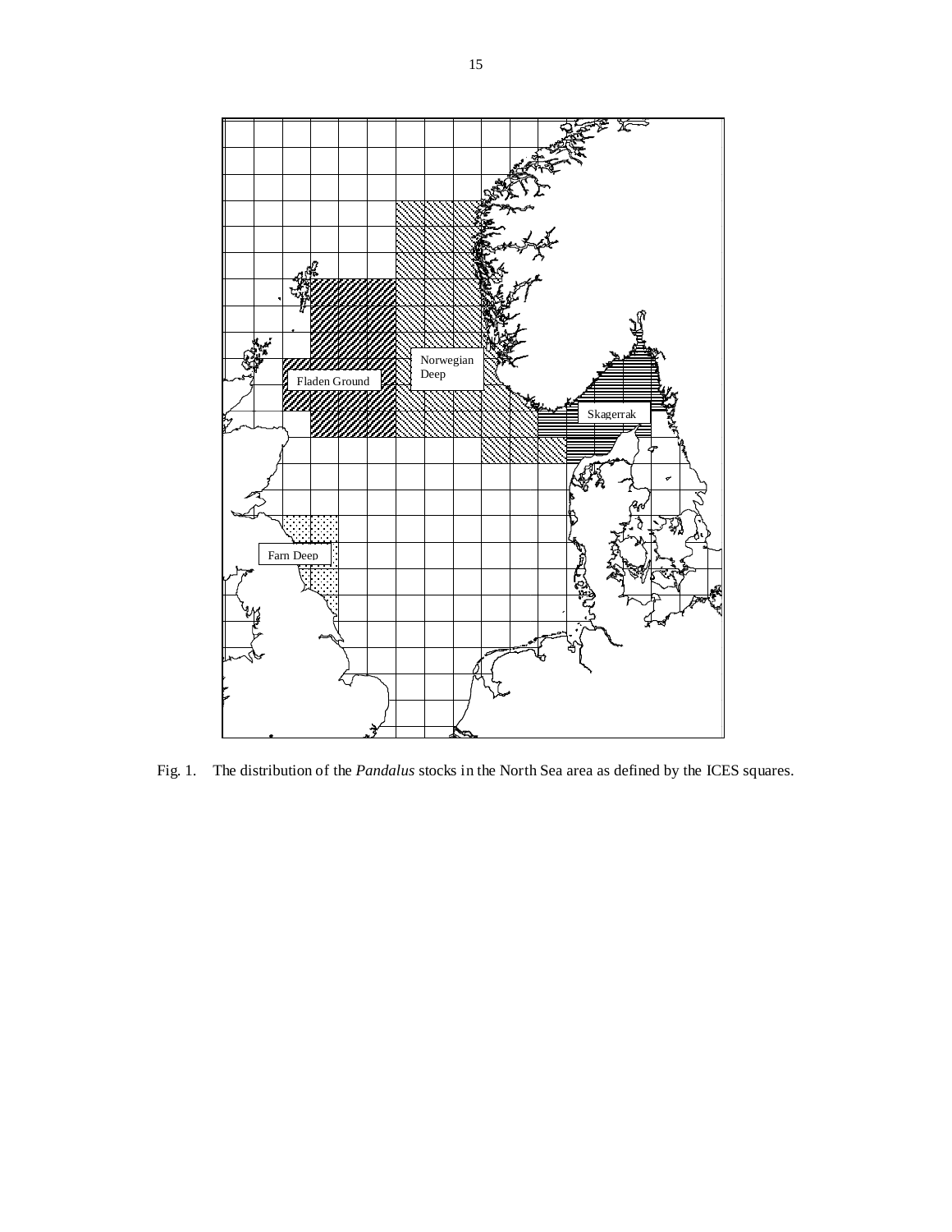Fig. 1. The distribution of the *Pandalus* stocks in the North Sea area as defined by the ICES squares.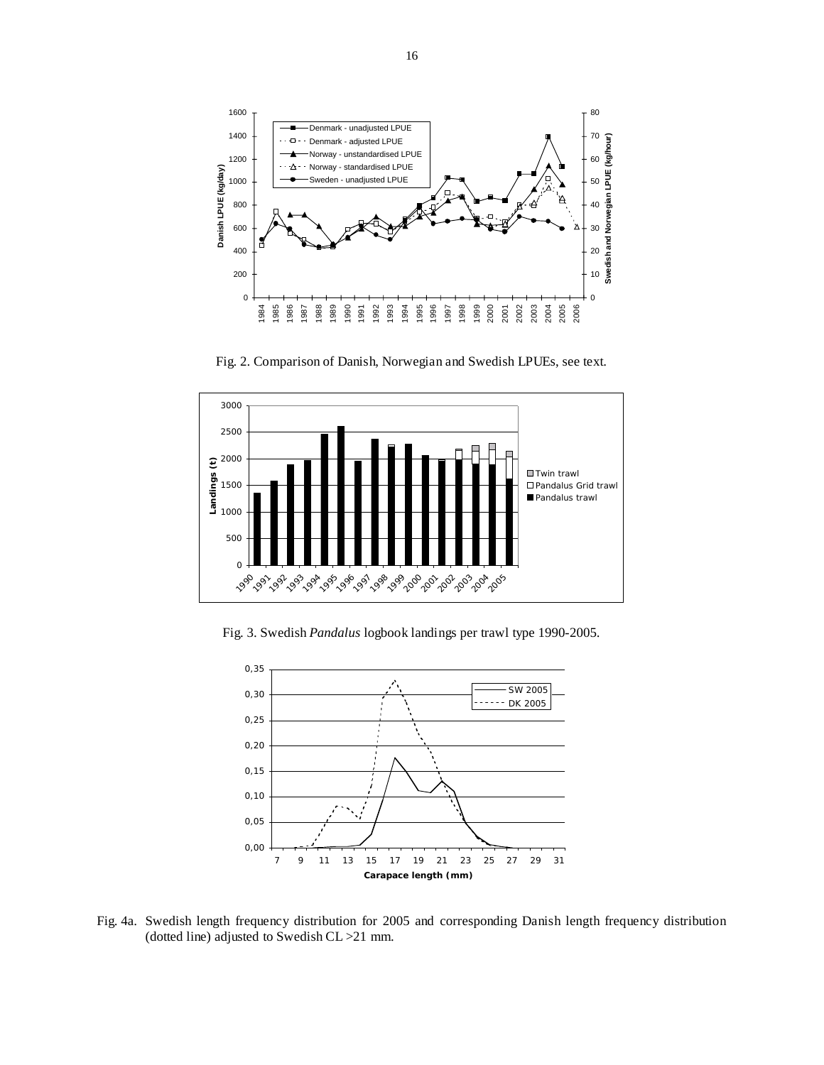Fig. 2. Comparison of Danish, Norwegian and Swedish LPUEs, see text.

Fig. 3. Swedish *Pandalus* logbook landings per trawl type 1990-2005.

Fig. 4a. Swedish length frequency distribution for 2005 and corresponding Danish length frequency distribution (dotted line) adjusted to Swedish CL >21 mm.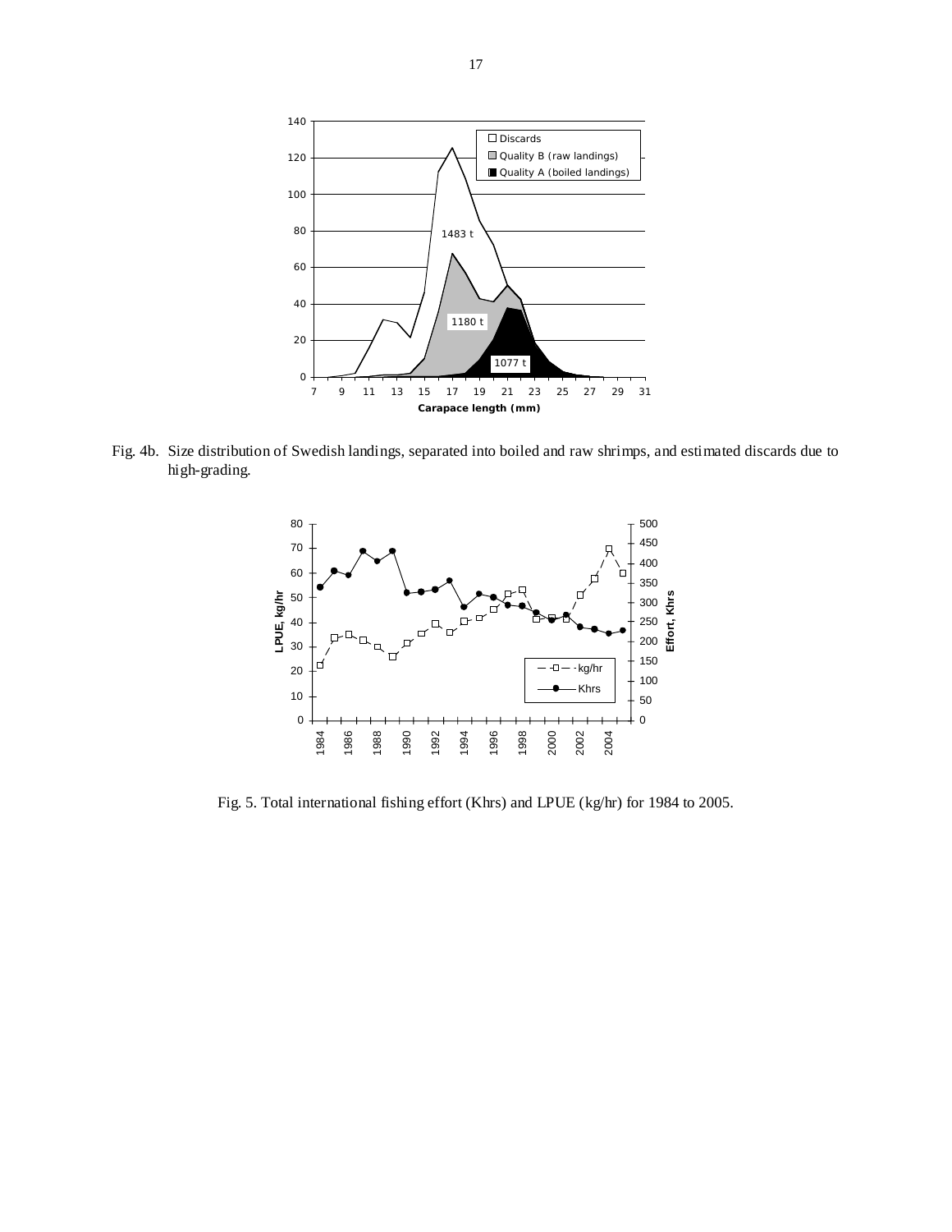140
120
100
80
60
40
20
0

7 9 11 13 15 17 19 21 23 25 27 29 31

Carapace length (mm)

Discards
Quality B (raw landings)
Quality A (boiled landings)

1483 t
1180 t
1077 t

Fig. 4b. Size distribution of Swedish landings, separated into boiled and raw shrimps, and estimated discards due to high-grading.

LPUE, kg/hr
80
70
60
50
40
30
20
10
0

Effort, Khrs
500
450
400
350
300
250
200
150
100
50
0

1984 1986 1988 1990 1992 1994 1996 1998 2000 2002 2004

kg/hr
Khrs

Fig. 5. Total international fishing effort (Khrs) and LPUE (kg/hr) for 1984 to 2005.